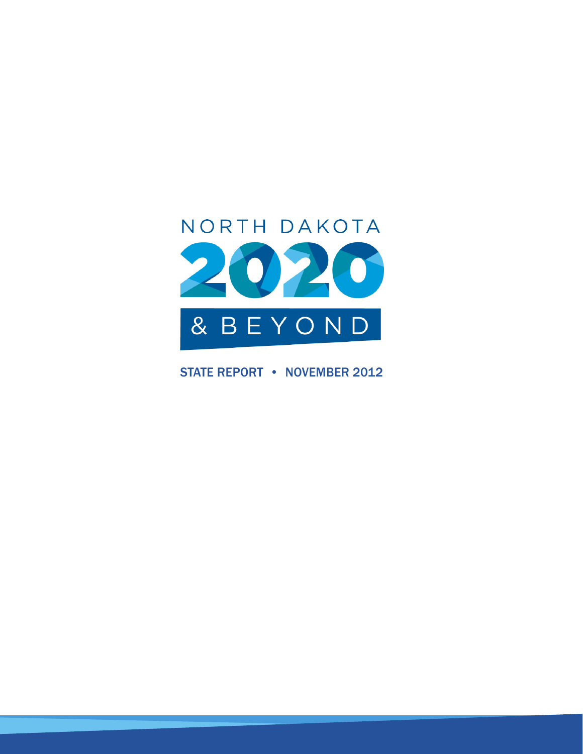# NORTH DAKOTA 2020 & BEYOND

STATE REPORT • NOVEMBER 2012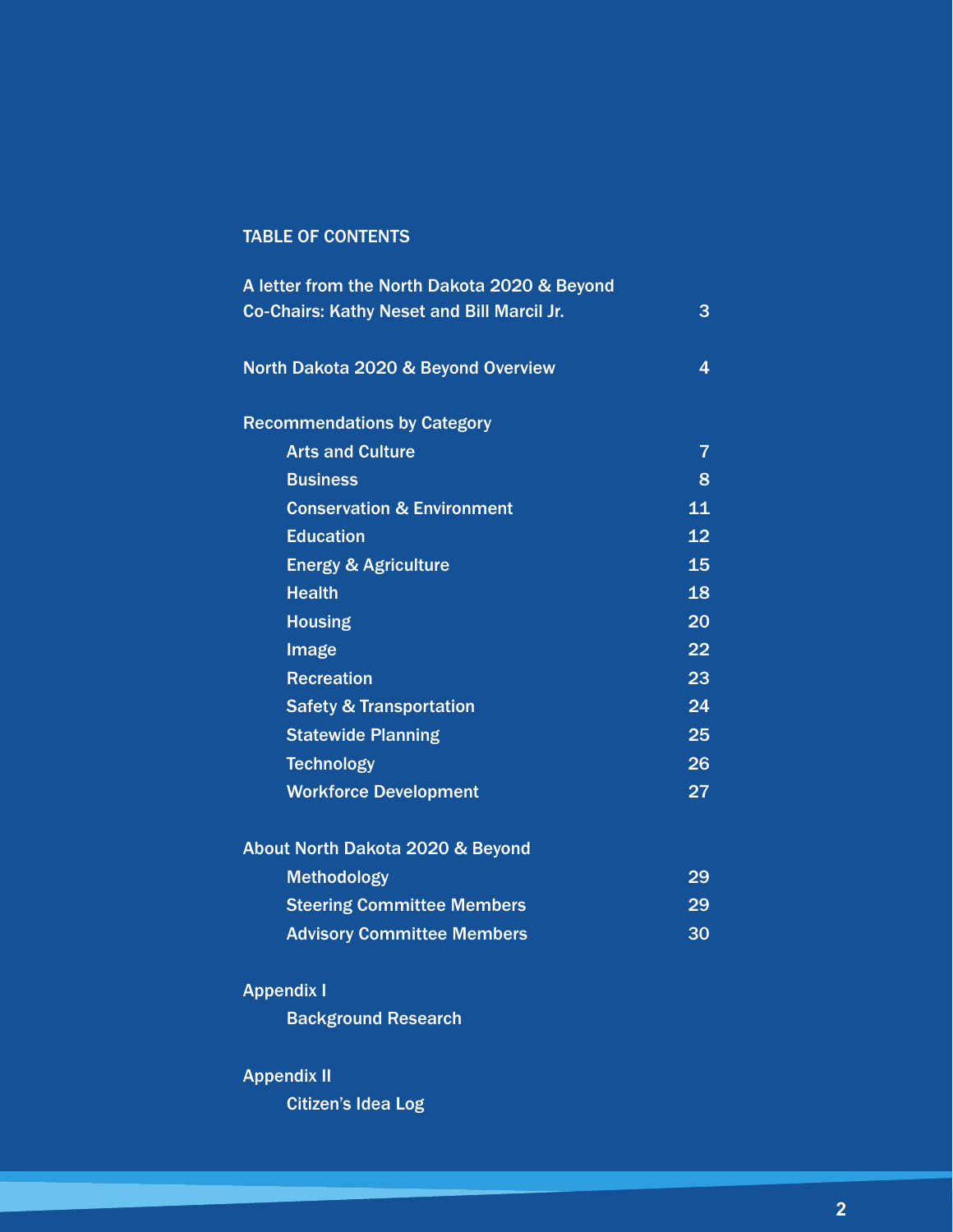# TABLE OF CONTENTS

| | |
|---|---|
| A letter from the North Dakota 2020 & Beyond Co-Chairs: Kathy Neset and Bill Marcil Jr. | 3 |
| North Dakota 2020 & Beyond Overview | 4 |
| **Recommendations by Category** | |
| Arts and Culture | 7 |
| Business | 8 |
| Conservation & Environment | 11 |
| Education | 12 |
| Energy & Agriculture | 15 |
| Health | 18 |
| Housing | 20 |
| Image | 22 |
| Recreation | 23 |
| Safety & Transportation | 24 |
| Statewide Planning | 25 |
| Technology | 26 |
| Workforce Development | 27 |
| **About North Dakota 2020 & Beyond** | |
| Methodology | 29 |
| Steering Committee Members | 29 |
| Advisory Committee Members | 30 |
| **Appendix I** | |
| Background Research | |
| **Appendix II** | |
| Citizen's Idea Log | |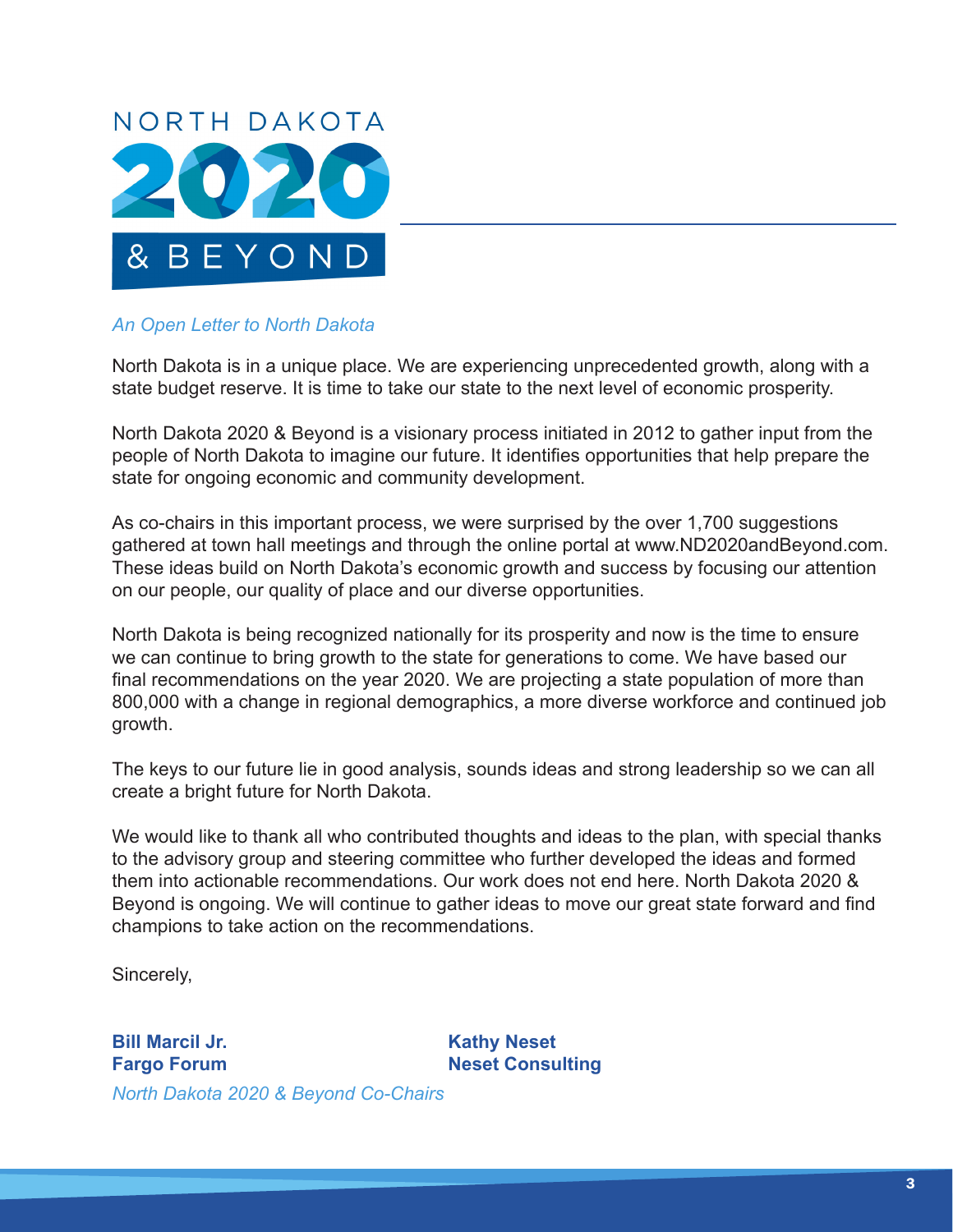NORTH DAKOTA 2020 & BEYOND

*An Open Letter to North Dakota*

North Dakota is in a unique place. We are experiencing unprecedented growth, along with a state budget reserve. It is time to take our state to the next level of economic prosperity.

North Dakota 2020 & Beyond is a visionary process initiated in 2012 to gather input from the people of North Dakota to imagine our future. It identifies opportunities that help prepare the state for ongoing economic and community development.

As co-chairs in this important process, we were surprised by the over 1,700 suggestions gathered at town hall meetings and through the online portal at www.ND2020andBeyond.com. These ideas build on North Dakota's economic growth and success by focusing our attention on our people, our quality of place and our diverse opportunities.

North Dakota is being recognized nationally for its prosperity and now is the time to ensure we can continue to bring growth to the state for generations to come. We have based our final recommendations on the year 2020. We are projecting a state population of more than 800,000 with a change in regional demographics, a more diverse workforce and continued job growth.

The keys to our future lie in good analysis, sounds ideas and strong leadership so we can all create a bright future for North Dakota.

We would like to thank all who contributed thoughts and ideas to the plan, with special thanks to the advisory group and steering committee who further developed the ideas and formed them into actionable recommendations. Our work does not end here. North Dakota 2020 & Beyond is ongoing. We will continue to gather ideas to move our great state forward and find champions to take action on the recommendations.

Sincerely,

**Bill Marcil Jr.**
**Fargo Forum**

**Kathy Neset**
**Neset Consulting**

*North Dakota 2020 & Beyond Co-Chairs*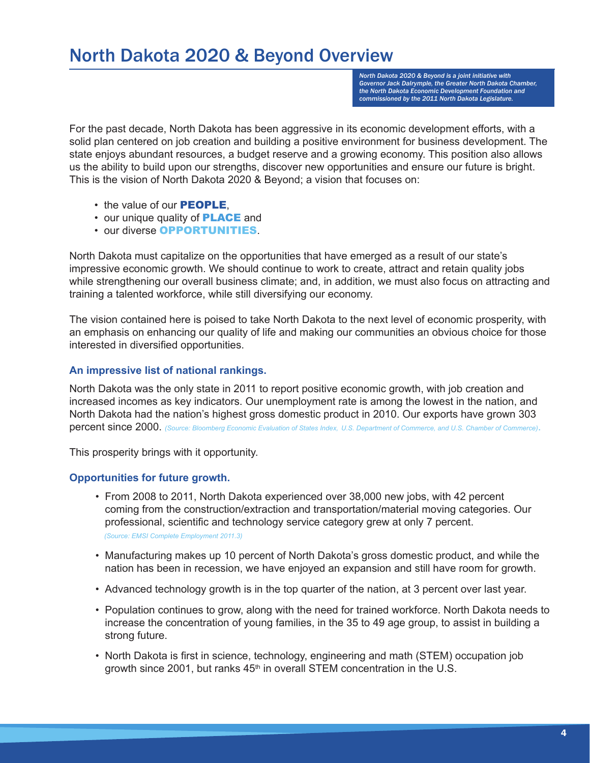# North Dakota 2020 & Beyond Overview

*North Dakota 2020 & Beyond is a joint initiative with Governor Jack Dalrymple, the Greater North Dakota Chamber, the North Dakota Economic Development Foundation and commissioned by the 2011 North Dakota Legislature.*

For the past decade, North Dakota has been aggressive in its economic development efforts, with a solid plan centered on job creation and building a positive environment for business development. The state enjoys abundant resources, a budget reserve and a growing economy. This position also allows us the ability to build upon our strengths, discover new opportunities and ensure our future is bright. This is the vision of North Dakota 2020 & Beyond; a vision that focuses on:

- the value of our **PEOPLE**,
- our unique quality of **PLACE** and
- our diverse **OPPORTUNITIES**.

North Dakota must capitalize on the opportunities that have emerged as a result of our state's impressive economic growth. We should continue to work to create, attract and retain quality jobs while strengthening our overall business climate; and, in addition, we must also focus on attracting and training a talented workforce, while still diversifying our economy.

The vision contained here is poised to take North Dakota to the next level of economic prosperity, with an emphasis on enhancing our quality of life and making our communities an obvious choice for those interested in diversified opportunities.

### An impressive list of national rankings.

North Dakota was the only state in 2011 to report positive economic growth, with job creation and increased incomes as key indicators. Our unemployment rate is among the lowest in the nation, and North Dakota had the nation's highest gross domestic product in 2010. Our exports have grown 303 percent since 2000. *(Source: Bloomberg Economic Evaluation of States Index, U.S. Department of Commerce, and U.S. Chamber of Commerce)*.

This prosperity brings with it opportunity.

### Opportunities for future growth.

- From 2008 to 2011, North Dakota experienced over 38,000 new jobs, with 42 percent coming from the construction/extraction and transportation/material moving categories. Our professional, scientific and technology service category grew at only 7 percent.
  *(Source: EMSI Complete Employment 2011.3)*
- Manufacturing makes up 10 percent of North Dakota's gross domestic product, and while the nation has been in recession, we have enjoyed an expansion and still have room for growth.
- Advanced technology growth is in the top quarter of the nation, at 3 percent over last year.
- Population continues to grow, along with the need for trained workforce. North Dakota needs to increase the concentration of young families, in the 35 to 49 age group, to assist in building a strong future.
- North Dakota is first in science, technology, engineering and math (STEM) occupation job growth since 2001, but ranks 45th in overall STEM concentration in the U.S.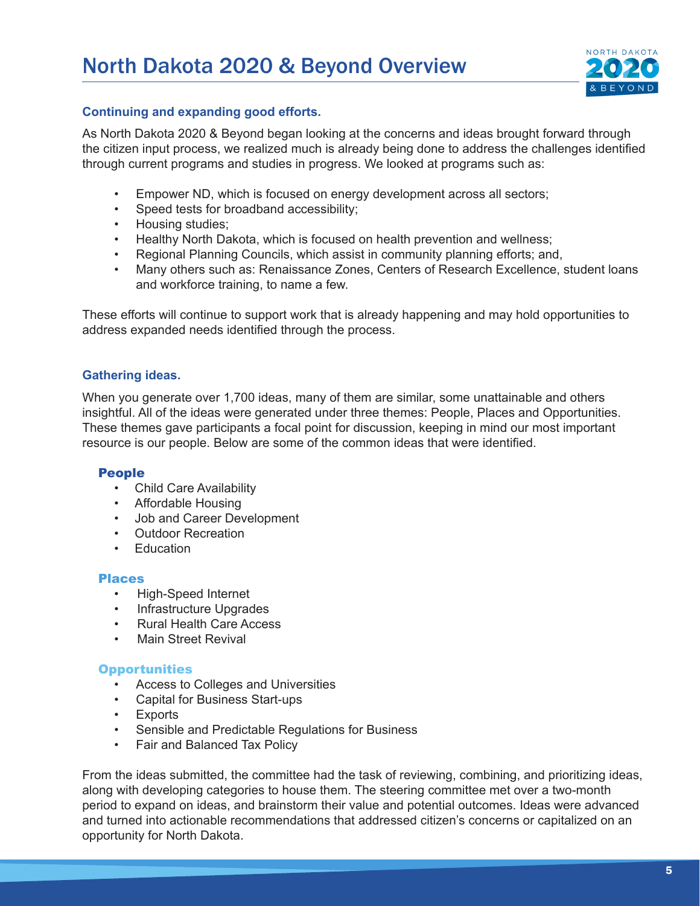# North Dakota 2020 & Beyond Overview

### Continuing and expanding good efforts.

As North Dakota 2020 & Beyond began looking at the concerns and ideas brought forward through the citizen input process, we realized much is already being done to address the challenges identified through current programs and studies in progress. We looked at programs such as:

- Empower ND, which is focused on energy development across all sectors;
- Speed tests for broadband accessibility;
- Housing studies;
- Healthy North Dakota, which is focused on health prevention and wellness;
- Regional Planning Councils, which assist in community planning efforts; and,
- Many others such as: Renaissance Zones, Centers of Research Excellence, student loans and workforce training, to name a few.

These efforts will continue to support work that is already happening and may hold opportunities to address expanded needs identified through the process.

### Gathering ideas.

When you generate over 1,700 ideas, many of them are similar, some unattainable and others insightful. All of the ideas were generated under three themes: People, Places and Opportunities. These themes gave participants a focal point for discussion, keeping in mind our most important resource is our people. Below are some of the common ideas that were identified.

#### People

- Child Care Availability
- Affordable Housing
- Job and Career Development
- Outdoor Recreation
- Education

#### Places

- High-Speed Internet
- Infrastructure Upgrades
- Rural Health Care Access
- Main Street Revival

#### Opportunities

- Access to Colleges and Universities
- Capital for Business Start-ups
- Exports
- Sensible and Predictable Regulations for Business
- Fair and Balanced Tax Policy

From the ideas submitted, the committee had the task of reviewing, combining, and prioritizing ideas, along with developing categories to house them. The steering committee met over a two-month period to expand on ideas, and brainstorm their value and potential outcomes. Ideas were advanced and turned into actionable recommendations that addressed citizen's concerns or capitalized on an opportunity for North Dakota.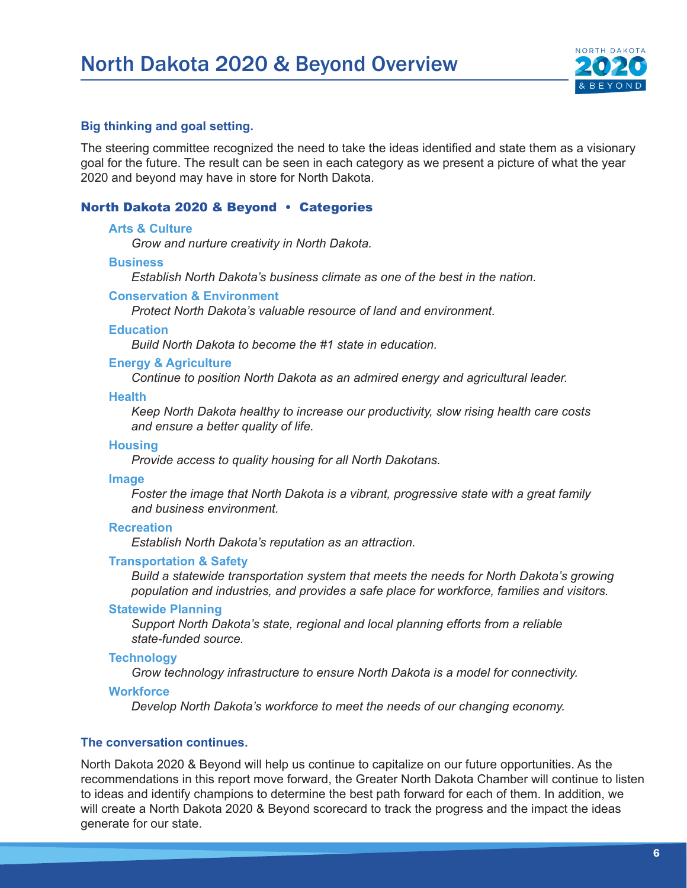# North Dakota 2020 & Beyond Overview

### Big thinking and goal setting.

The steering committee recognized the need to take the ideas identified and state them as a visionary goal for the future. The result can be seen in each category as we present a picture of what the year 2020 and beyond may have in store for North Dakota.

## North Dakota 2020 & Beyond • Categories

**Arts & Culture**
*Grow and nurture creativity in North Dakota.*

**Business**
*Establish North Dakota's business climate as one of the best in the nation.*

**Conservation & Environment**
*Protect North Dakota's valuable resource of land and environment.*

**Education**
*Build North Dakota to become the #1 state in education.*

**Energy & Agriculture**
*Continue to position North Dakota as an admired energy and agricultural leader.*

**Health**
*Keep North Dakota healthy to increase our productivity, slow rising health care costs and ensure a better quality of life.*

**Housing**
*Provide access to quality housing for all North Dakotans.*

**Image**
*Foster the image that North Dakota is a vibrant, progressive state with a great family and business environment.*

**Recreation**
*Establish North Dakota's reputation as an attraction.*

**Transportation & Safety**
*Build a statewide transportation system that meets the needs for North Dakota's growing population and industries, and provides a safe place for workforce, families and visitors.*

**Statewide Planning**
*Support North Dakota's state, regional and local planning efforts from a reliable state-funded source.*

**Technology**
*Grow technology infrastructure to ensure North Dakota is a model for connectivity.*

**Workforce**
*Develop North Dakota's workforce to meet the needs of our changing economy.*

### The conversation continues.

North Dakota 2020 & Beyond will help us continue to capitalize on our future opportunities. As the recommendations in this report move forward, the Greater North Dakota Chamber will continue to listen to ideas and identify champions to determine the best path forward for each of them. In addition, we will create a North Dakota 2020 & Beyond scorecard to track the progress and the impact the ideas generate for our state.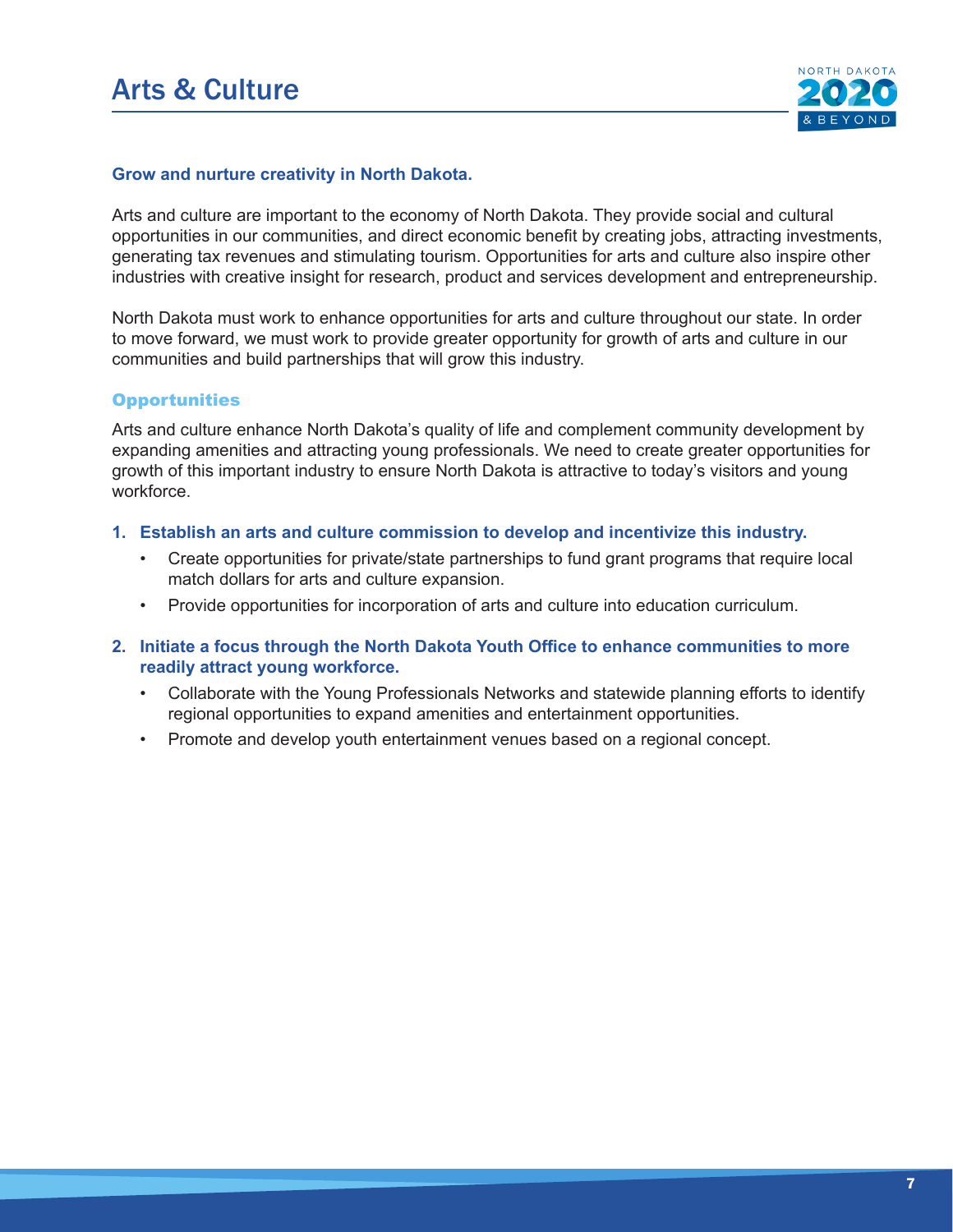# Arts & Culture

**Grow and nurture creativity in North Dakota.**

Arts and culture are important to the economy of North Dakota. They provide social and cultural opportunities in our communities, and direct economic benefit by creating jobs, attracting investments, generating tax revenues and stimulating tourism. Opportunities for arts and culture also inspire other industries with creative insight for research, product and services development and entrepreneurship.

North Dakota must work to enhance opportunities for arts and culture throughout our state. In order to move forward, we must work to provide greater opportunity for growth of arts and culture in our communities and build partnerships that will grow this industry.

## Opportunities

Arts and culture enhance North Dakota's quality of life and complement community development by expanding amenities and attracting young professionals. We need to create greater opportunities for growth of this important industry to ensure North Dakota is attractive to today's visitors and young workforce.

1. **Establish an arts and culture commission to develop and incentivize this industry.**
   - Create opportunities for private/state partnerships to fund grant programs that require local match dollars for arts and culture expansion.
   - Provide opportunities for incorporation of arts and culture into education curriculum.
2. **Initiate a focus through the North Dakota Youth Office to enhance communities to more readily attract young workforce.**
   - Collaborate with the Young Professionals Networks and statewide planning efforts to identify regional opportunities to expand amenities and entertainment opportunities.
   - Promote and develop youth entertainment venues based on a regional concept.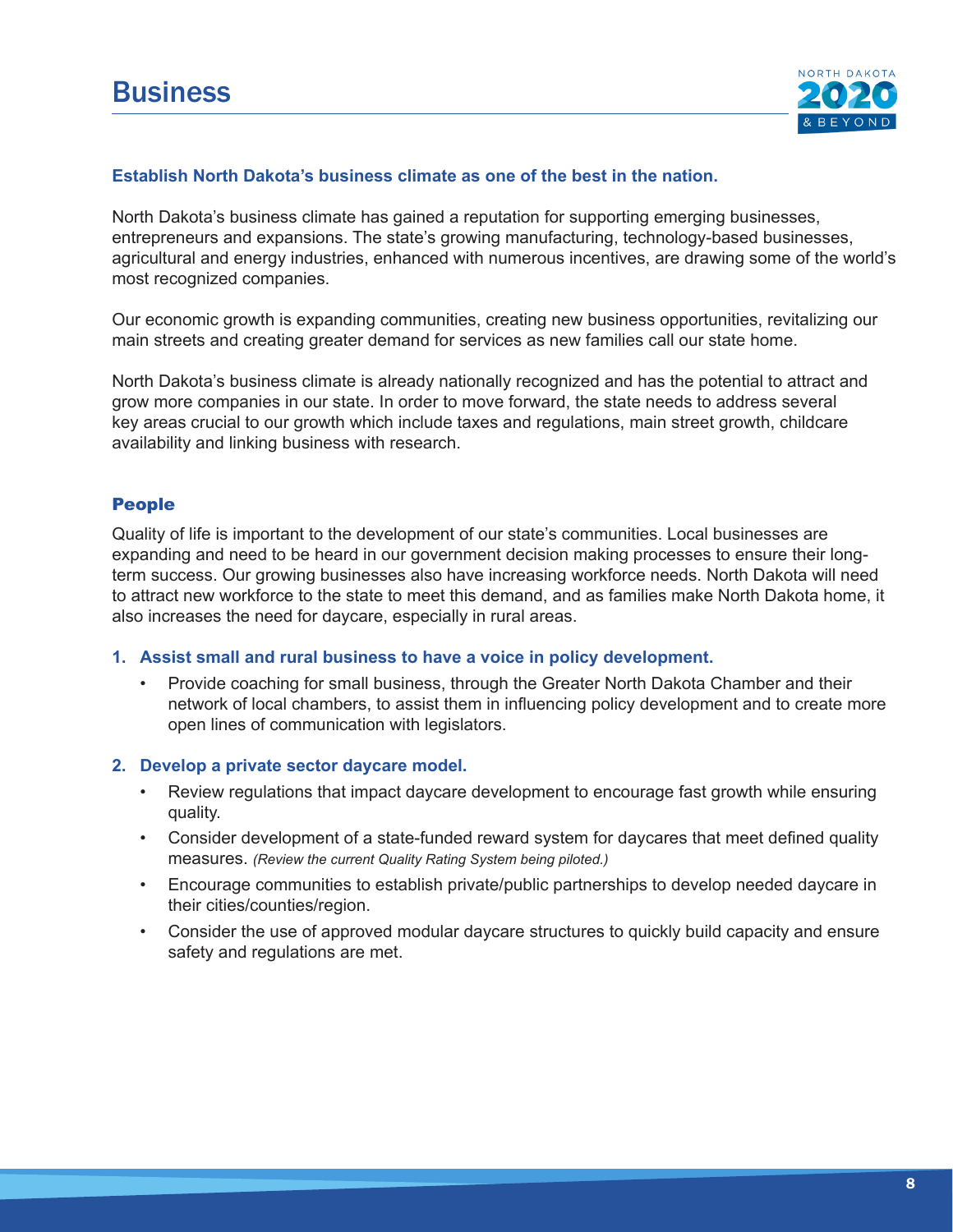# Business

**Establish North Dakota's business climate as one of the best in the nation.**

North Dakota's business climate has gained a reputation for supporting emerging businesses, entrepreneurs and expansions. The state's growing manufacturing, technology-based businesses, agricultural and energy industries, enhanced with numerous incentives, are drawing some of the world's most recognized companies.

Our economic growth is expanding communities, creating new business opportunities, revitalizing our main streets and creating greater demand for services as new families call our state home.

North Dakota's business climate is already nationally recognized and has the potential to attract and grow more companies in our state. In order to move forward, the state needs to address several key areas crucial to our growth which include taxes and regulations, main street growth, childcare availability and linking business with research.

## People

Quality of life is important to the development of our state's communities. Local businesses are expanding and need to be heard in our government decision making processes to ensure their long-term success. Our growing businesses also have increasing workforce needs. North Dakota will need to attract new workforce to the state to meet this demand, and as families make North Dakota home, it also increases the need for daycare, especially in rural areas.

1. **Assist small and rural business to have a voice in policy development.**
   - Provide coaching for small business, through the Greater North Dakota Chamber and their network of local chambers, to assist them in influencing policy development and to create more open lines of communication with legislators.

2. **Develop a private sector daycare model.**
   - Review regulations that impact daycare development to encourage fast growth while ensuring quality.
   - Consider development of a state-funded reward system for daycares that meet defined quality measures. *(Review the current Quality Rating System being piloted.)*
   - Encourage communities to establish private/public partnerships to develop needed daycare in their cities/counties/region.
   - Consider the use of approved modular daycare structures to quickly build capacity and ensure safety and regulations are met.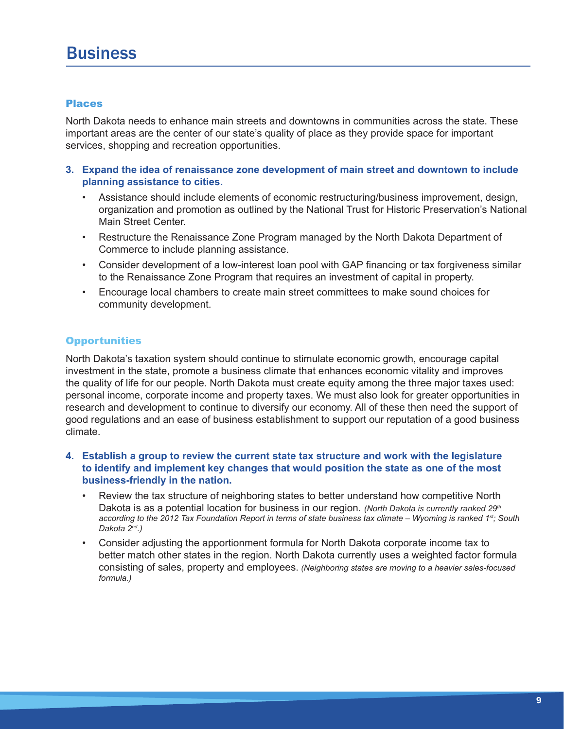# Business

### Places

North Dakota needs to enhance main streets and downtowns in communities across the state. These important areas are the center of our state's quality of place as they provide space for important services, shopping and recreation opportunities.

3. **Expand the idea of renaissance zone development of main street and downtown to include planning assistance to cities.**
   - Assistance should include elements of economic restructuring/business improvement, design, organization and promotion as outlined by the National Trust for Historic Preservation's National Main Street Center.
   - Restructure the Renaissance Zone Program managed by the North Dakota Department of Commerce to include planning assistance.
   - Consider development of a low-interest loan pool with GAP financing or tax forgiveness similar to the Renaissance Zone Program that requires an investment of capital in property.
   - Encourage local chambers to create main street committees to make sound choices for community development.

### Opportunities

North Dakota's taxation system should continue to stimulate economic growth, encourage capital investment in the state, promote a business climate that enhances economic vitality and improves the quality of life for our people. North Dakota must create equity among the three major taxes used: personal income, corporate income and property taxes. We must also look for greater opportunities in research and development to continue to diversify our economy. All of these then need the support of good regulations and an ease of business establishment to support our reputation of a good business climate.

4. **Establish a group to review the current state tax structure and work with the legislature to identify and implement key changes that would position the state as one of the most business-friendly in the nation.**
   - Review the tax structure of neighboring states to better understand how competitive North Dakota is as a potential location for business in our region. *(North Dakota is currently ranked 29th according to the 2012 Tax Foundation Report in terms of state business tax climate – Wyoming is ranked 1st; South Dakota 2nd.)*
   - Consider adjusting the apportionment formula for North Dakota corporate income tax to better match other states in the region. North Dakota currently uses a weighted factor formula consisting of sales, property and employees. *(Neighboring states are moving to a heavier sales-focused formula.)*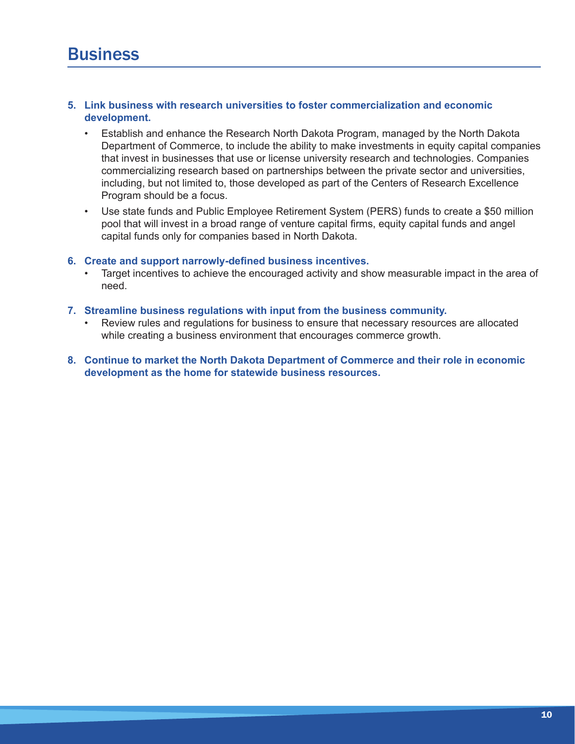# Business

5. **Link business with research universities to foster commercialization and economic development.**
   - Establish and enhance the Research North Dakota Program, managed by the North Dakota Department of Commerce, to include the ability to make investments in equity capital companies that invest in businesses that use or license university research and technologies. Companies commercializing research based on partnerships between the private sector and universities, including, but not limited to, those developed as part of the Centers of Research Excellence Program should be a focus.
   - Use state funds and Public Employee Retirement System (PERS) funds to create a $50 million pool that will invest in a broad range of venture capital firms, equity capital funds and angel capital funds only for companies based in North Dakota.

6. **Create and support narrowly-defined business incentives.**
   - Target incentives to achieve the encouraged activity and show measurable impact in the area of need.

7. **Streamline business regulations with input from the business community.**
   - Review rules and regulations for business to ensure that necessary resources are allocated while creating a business environment that encourages commerce growth.

8. **Continue to market the North Dakota Department of Commerce and their role in economic development as the home for statewide business resources.**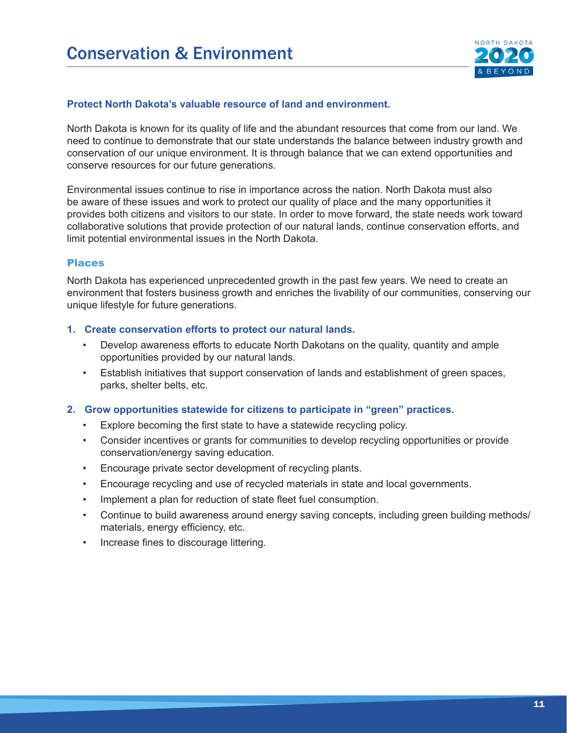# Conservation & Environment

**Protect North Dakota's valuable resource of land and environment.**

North Dakota is known for its quality of life and the abundant resources that come from our land. We need to continue to demonstrate that our state understands the balance between industry growth and conservation of our unique environment. It is through balance that we can extend opportunities and conserve resources for our future generations.

Environmental issues continue to rise in importance across the nation. North Dakota must also be aware of these issues and work to protect our quality of place and the many opportunities it provides both citizens and visitors to our state. In order to move forward, the state needs work toward collaborative solutions that provide protection of our natural lands, continue conservation efforts, and limit potential environmental issues in the North Dakota.

## Places

North Dakota has experienced unprecedented growth in the past few years. We need to create an environment that fosters business growth and enriches the livability of our communities, conserving our unique lifestyle for future generations.

1. **Create conservation efforts to protect our natural lands.**
   - Develop awareness efforts to educate North Dakotans on the quality, quantity and ample opportunities provided by our natural lands.
   - Establish initiatives that support conservation of lands and establishment of green spaces, parks, shelter belts, etc.

2. **Grow opportunities statewide for citizens to participate in "green" practices.**
   - Explore becoming the first state to have a statewide recycling policy.
   - Consider incentives or grants for communities to develop recycling opportunities or provide conservation/energy saving education.
   - Encourage private sector development of recycling plants.
   - Encourage recycling and use of recycled materials in state and local governments.
   - Implement a plan for reduction of state fleet fuel consumption.
   - Continue to build awareness around energy saving concepts, including green building methods/materials, energy efficiency, etc.
   - Increase fines to discourage littering.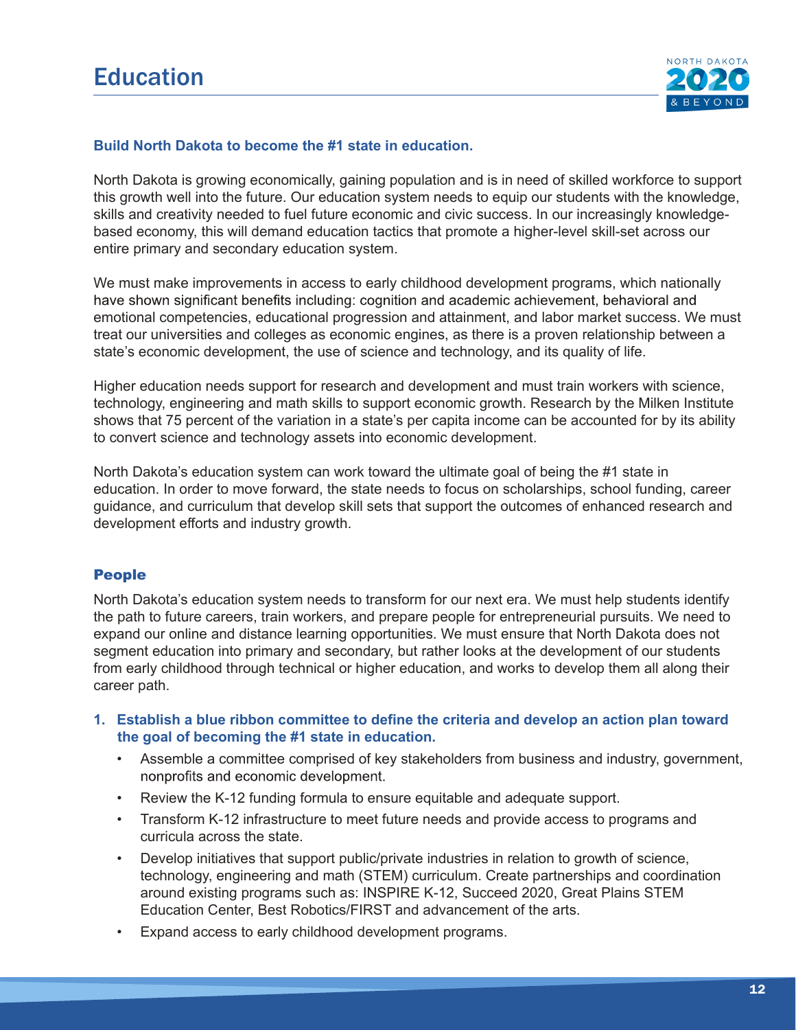# Education

**Build North Dakota to become the #1 state in education.**

North Dakota is growing economically, gaining population and is in need of skilled workforce to support this growth well into the future. Our education system needs to equip our students with the knowledge, skills and creativity needed to fuel future economic and civic success. In our increasingly knowledge-based economy, this will demand education tactics that promote a higher-level skill-set across our entire primary and secondary education system.

We must make improvements in access to early childhood development programs, which nationally have shown significant benefits including: cognition and academic achievement, behavioral and emotional competencies, educational progression and attainment, and labor market success. We must treat our universities and colleges as economic engines, as there is a proven relationship between a state's economic development, the use of science and technology, and its quality of life.

Higher education needs support for research and development and must train workers with science, technology, engineering and math skills to support economic growth. Research by the Milken Institute shows that 75 percent of the variation in a state's per capita income can be accounted for by its ability to convert science and technology assets into economic development.

North Dakota's education system can work toward the ultimate goal of being the #1 state in education. In order to move forward, the state needs to focus on scholarships, school funding, career guidance, and curriculum that develop skill sets that support the outcomes of enhanced research and development efforts and industry growth.

## People

North Dakota's education system needs to transform for our next era. We must help students identify the path to future careers, train workers, and prepare people for entrepreneurial pursuits. We need to expand our online and distance learning opportunities. We must ensure that North Dakota does not segment education into primary and secondary, but rather looks at the development of our students from early childhood through technical or higher education, and works to develop them all along their career path.

1. **Establish a blue ribbon committee to define the criteria and develop an action plan toward the goal of becoming the #1 state in education.**
   - Assemble a committee comprised of key stakeholders from business and industry, government, nonprofits and economic development.
   - Review the K-12 funding formula to ensure equitable and adequate support.
   - Transform K-12 infrastructure to meet future needs and provide access to programs and curricula across the state.
   - Develop initiatives that support public/private industries in relation to growth of science, technology, engineering and math (STEM) curriculum. Create partnerships and coordination around existing programs such as: INSPIRE K-12, Succeed 2020, Great Plains STEM Education Center, Best Robotics/FIRST and advancement of the arts.
   - Expand access to early childhood development programs.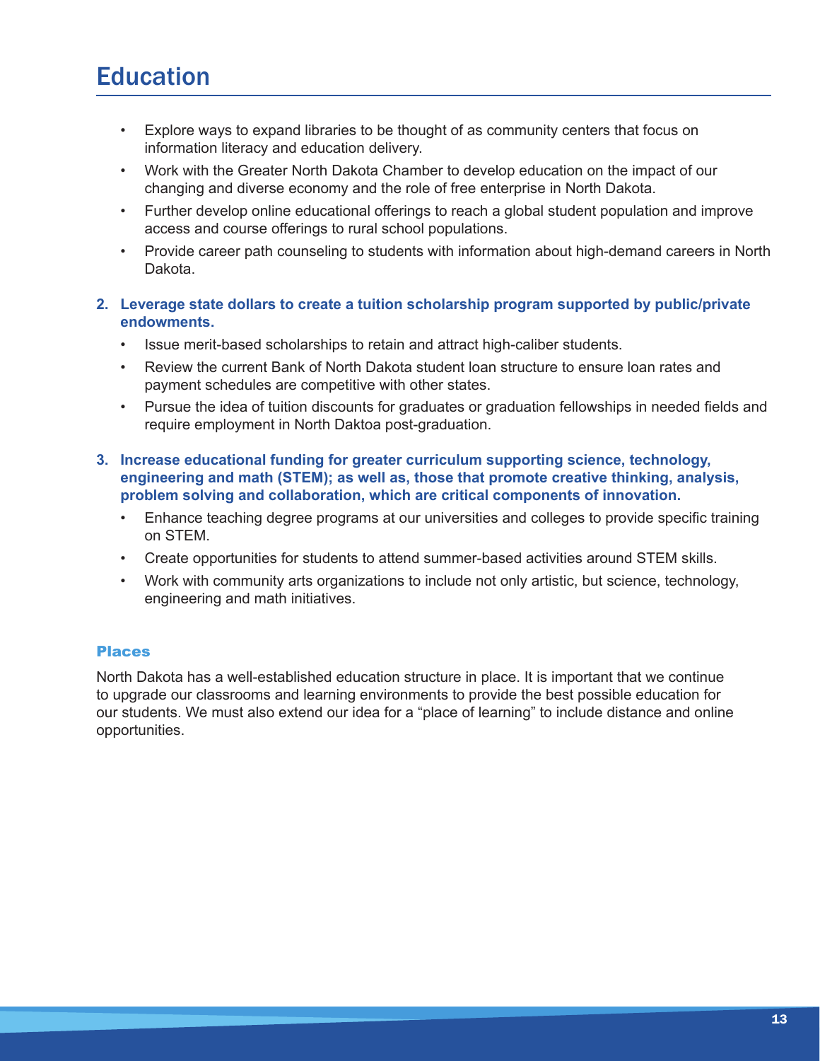# Education

- Explore ways to expand libraries to be thought of as community centers that focus on information literacy and education delivery.
- Work with the Greater North Dakota Chamber to develop education on the impact of our changing and diverse economy and the role of free enterprise in North Dakota.
- Further develop online educational offerings to reach a global student population and improve access and course offerings to rural school populations.
- Provide career path counseling to students with information about high-demand careers in North Dakota.

2. **Leverage state dollars to create a tuition scholarship program supported by public/private endowments.**
   - Issue merit-based scholarships to retain and attract high-caliber students.
   - Review the current Bank of North Dakota student loan structure to ensure loan rates and payment schedules are competitive with other states.
   - Pursue the idea of tuition discounts for graduates or graduation fellowships in needed fields and require employment in North Daktoa post-graduation.

3. **Increase educational funding for greater curriculum supporting science, technology, engineering and math (STEM); as well as, those that promote creative thinking, analysis, problem solving and collaboration, which are critical components of innovation.**
   - Enhance teaching degree programs at our universities and colleges to provide specific training on STEM.
   - Create opportunities for students to attend summer-based activities around STEM skills.
   - Work with community arts organizations to include not only artistic, but science, technology, engineering and math initiatives.

### Places

North Dakota has a well-established education structure in place. It is important that we continue to upgrade our classrooms and learning environments to provide the best possible education for our students. We must also extend our idea for a "place of learning" to include distance and online opportunities.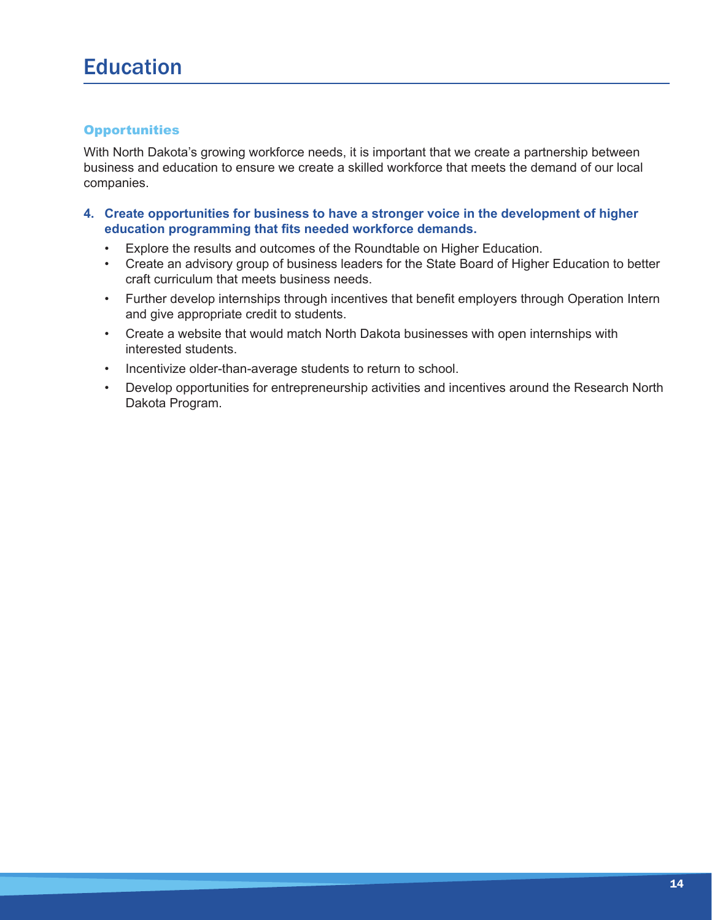# Education

### Opportunities

With North Dakota’s growing workforce needs, it is important that we create a partnership between business and education to ensure we create a skilled workforce that meets the demand of our local companies.

4. **Create opportunities for business to have a stronger voice in the development of higher education programming that fits needed workforce demands.**
    - Explore the results and outcomes of the Roundtable on Higher Education.
    - Create an advisory group of business leaders for the State Board of Higher Education to better craft curriculum that meets business needs.
    - Further develop internships through incentives that benefit employers through Operation Intern and give appropriate credit to students.
    - Create a website that would match North Dakota businesses with open internships with interested students.
    - Incentivize older-than-average students to return to school.
    - Develop opportunities for entrepreneurship activities and incentives around the Research North Dakota Program.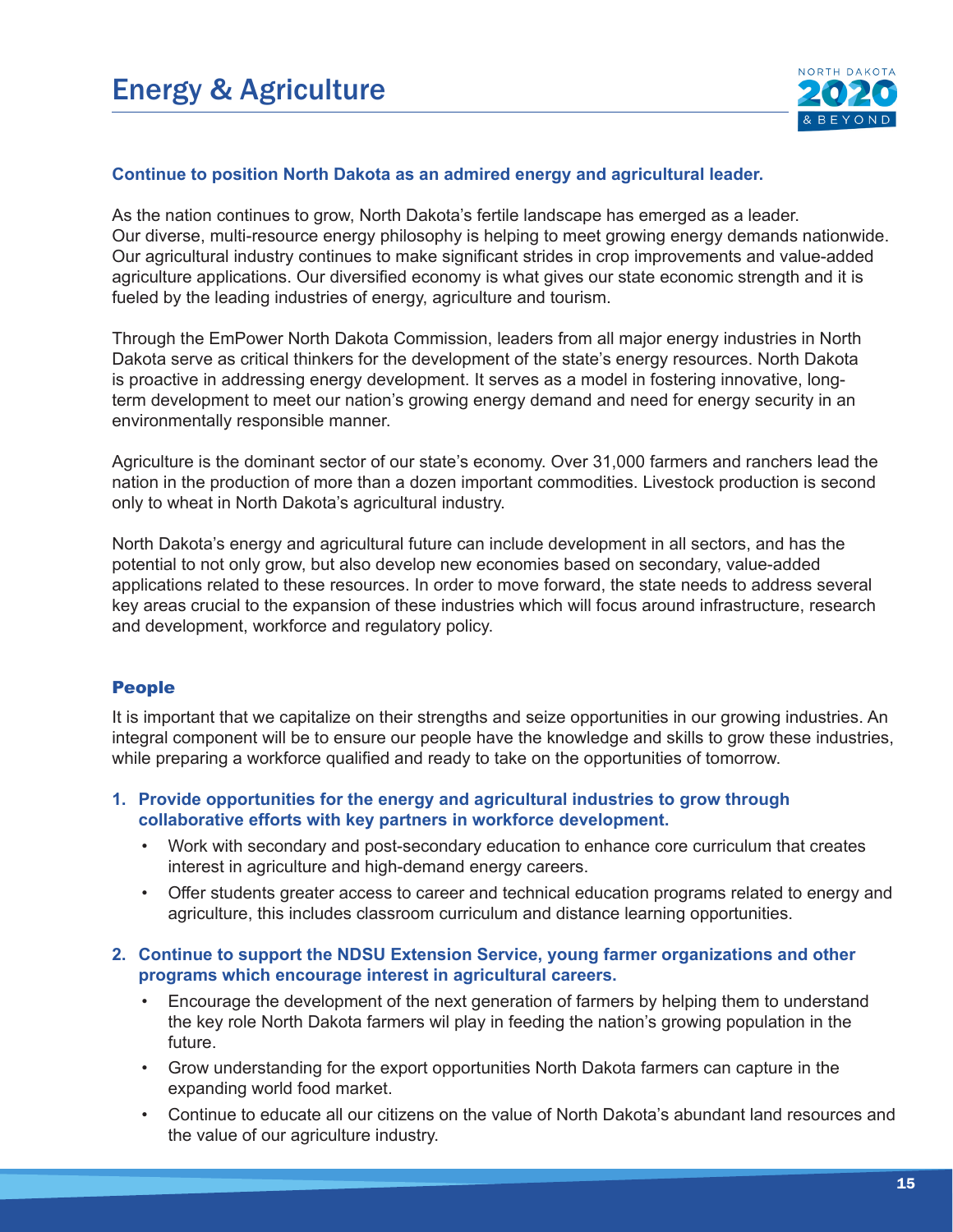# Energy & Agriculture

**Continue to position North Dakota as an admired energy and agricultural leader.**

As the nation continues to grow, North Dakota's fertile landscape has emerged as a leader. Our diverse, multi-resource energy philosophy is helping to meet growing energy demands nationwide. Our agricultural industry continues to make significant strides in crop improvements and value-added agriculture applications. Our diversified economy is what gives our state economic strength and it is fueled by the leading industries of energy, agriculture and tourism.

Through the EmPower North Dakota Commission, leaders from all major energy industries in North Dakota serve as critical thinkers for the development of the state's energy resources. North Dakota is proactive in addressing energy development. It serves as a model in fostering innovative, long-term development to meet our nation's growing energy demand and need for energy security in an environmentally responsible manner.

Agriculture is the dominant sector of our state's economy. Over 31,000 farmers and ranchers lead the nation in the production of more than a dozen important commodities. Livestock production is second only to wheat in North Dakota's agricultural industry.

North Dakota's energy and agricultural future can include development in all sectors, and has the potential to not only grow, but also develop new economies based on secondary, value-added applications related to these resources. In order to move forward, the state needs to address several key areas crucial to the expansion of these industries which will focus around infrastructure, research and development, workforce and regulatory policy.

## People

It is important that we capitalize on their strengths and seize opportunities in our growing industries. An integral component will be to ensure our people have the knowledge and skills to grow these industries, while preparing a workforce qualified and ready to take on the opportunities of tomorrow.

1. **Provide opportunities for the energy and agricultural industries to grow through collaborative efforts with key partners in workforce development.**
   - Work with secondary and post-secondary education to enhance core curriculum that creates interest in agriculture and high-demand energy careers.
   - Offer students greater access to career and technical education programs related to energy and agriculture, this includes classroom curriculum and distance learning opportunities.

2. **Continue to support the NDSU Extension Service, young farmer organizations and other programs which encourage interest in agricultural careers.**
   - Encourage the development of the next generation of farmers by helping them to understand the key role North Dakota farmers wil play in feeding the nation's growing population in the future.
   - Grow understanding for the export opportunities North Dakota farmers can capture in the expanding world food market.
   - Continue to educate all our citizens on the value of North Dakota's abundant land resources and the value of our agriculture industry.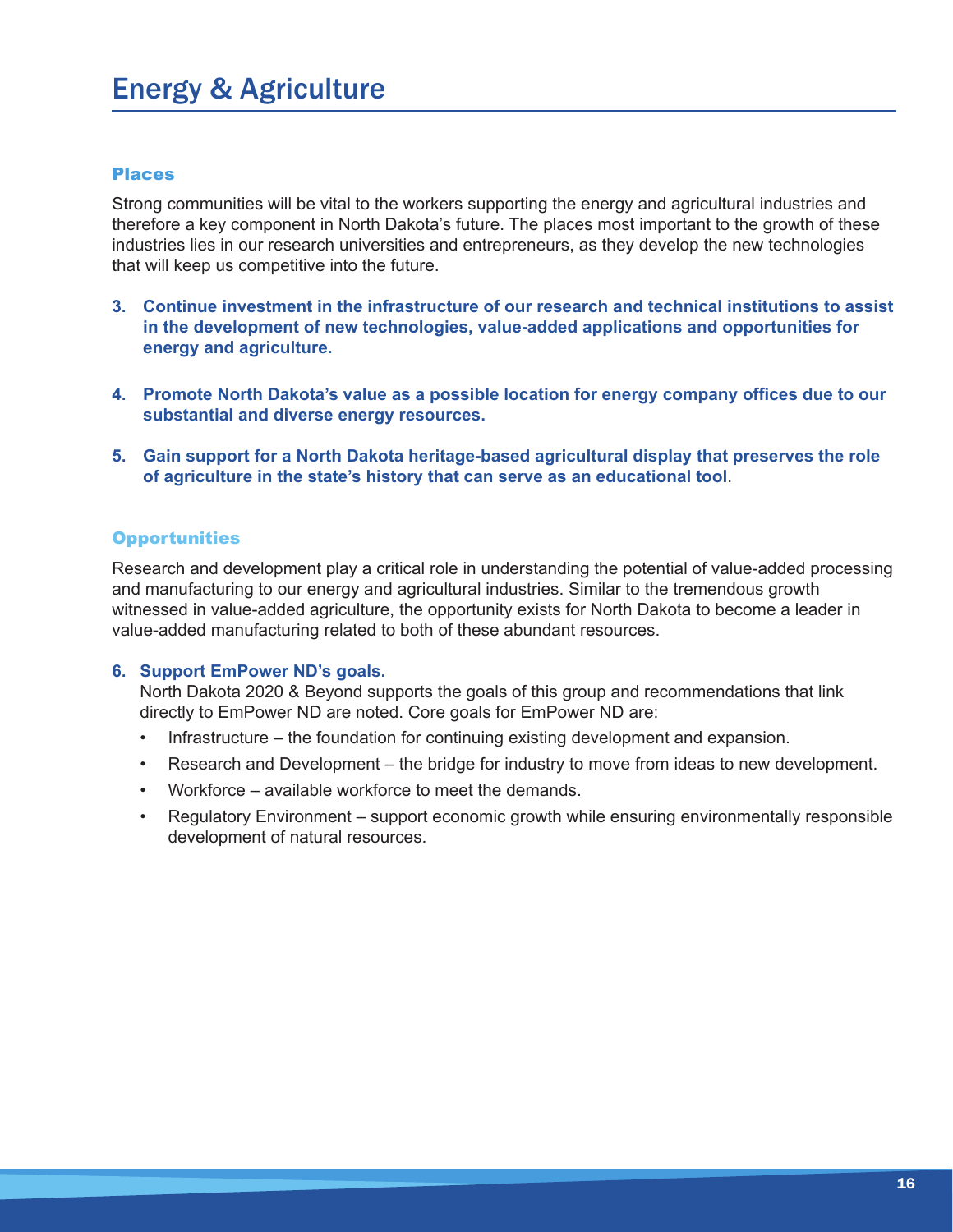# Energy & Agriculture

## Places

Strong communities will be vital to the workers supporting the energy and agricultural industries and therefore a key component in North Dakota's future. The places most important to the growth of these industries lies in our research universities and entrepreneurs, as they develop the new technologies that will keep us competitive into the future.

3. **Continue investment in the infrastructure of our research and technical institutions to assist in the development of new technologies, value-added applications and opportunities for energy and agriculture.**

4. **Promote North Dakota's value as a possible location for energy company offices due to our substantial and diverse energy resources.**

5. **Gain support for a North Dakota heritage-based agricultural display that preserves the role of agriculture in the state's history that can serve as an educational tool**.

## Opportunities

Research and development play a critical role in understanding the potential of value-added processing and manufacturing to our energy and agricultural industries. Similar to the tremendous growth witnessed in value-added agriculture, the opportunity exists for North Dakota to become a leader in value-added manufacturing related to both of these abundant resources.

6. **Support EmPower ND's goals.**
   North Dakota 2020 & Beyond supports the goals of this group and recommendations that link directly to EmPower ND are noted. Core goals for EmPower ND are:
   - Infrastructure – the foundation for continuing existing development and expansion.
   - Research and Development – the bridge for industry to move from ideas to new development.
   - Workforce – available workforce to meet the demands.
   - Regulatory Environment – support economic growth while ensuring environmentally responsible development of natural resources.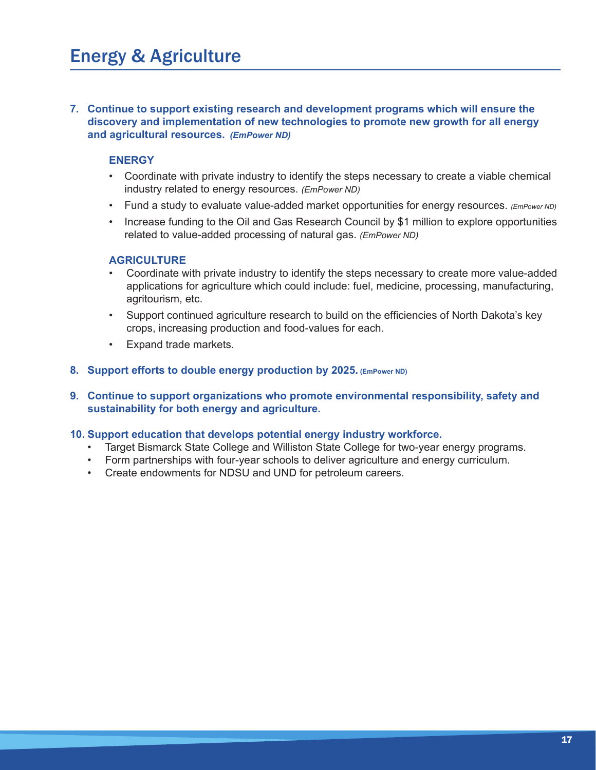# Energy & Agriculture

7. **Continue to support existing research and development programs which will ensure the discovery and implementation of new technologies to promote new growth for all energy and agricultural resources.** ***(EmPower ND)***

   **ENERGY**

   - Coordinate with private industry to identify the steps necessary to create a viable chemical industry related to energy resources. *(EmPower ND)*
   - Fund a study to evaluate value-added market opportunities for energy resources. *(EmPower ND)*
   - Increase funding to the Oil and Gas Research Council by $1 million to explore opportunities related to value-added processing of natural gas. *(EmPower ND)*

   **AGRICULTURE**

   - Coordinate with private industry to identify the steps necessary to create more value-added applications for agriculture which could include: fuel, medicine, processing, manufacturing, agritourism, etc.
   - Support continued agriculture research to build on the efficiencies of North Dakota's key crops, increasing production and food-values for each.
   - Expand trade markets.

8. **Support efforts to double energy production by 2025.** **(EmPower ND)**

9. **Continue to support organizations who promote environmental responsibility, safety and sustainability for both energy and agriculture.**

10. **Support education that develops potential energy industry workforce.**
    - Target Bismarck State College and Williston State College for two-year energy programs.
    - Form partnerships with four-year schools to deliver agriculture and energy curriculum.
    - Create endowments for NDSU and UND for petroleum careers.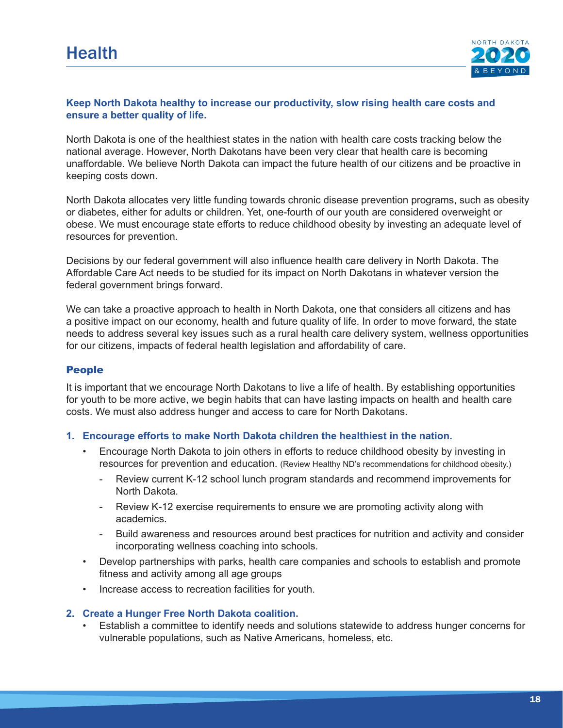# Health

**Keep North Dakota healthy to increase our productivity, slow rising health care costs and ensure a better quality of life.**

North Dakota is one of the healthiest states in the nation with health care costs tracking below the national average. However, North Dakotans have been very clear that health care is becoming unaffordable. We believe North Dakota can impact the future health of our citizens and be proactive in keeping costs down.

North Dakota allocates very little funding towards chronic disease prevention programs, such as obesity or diabetes, either for adults or children. Yet, one-fourth of our youth are considered overweight or obese. We must encourage state efforts to reduce childhood obesity by investing an adequate level of resources for prevention.

Decisions by our federal government will also influence health care delivery in North Dakota. The Affordable Care Act needs to be studied for its impact on North Dakotans in whatever version the federal government brings forward.

We can take a proactive approach to health in North Dakota, one that considers all citizens and has a positive impact on our economy, health and future quality of life. In order to move forward, the state needs to address several key issues such as a rural health care delivery system, wellness opportunities for our citizens, impacts of federal health legislation and affordability of care.

## People

It is important that we encourage North Dakotans to live a life of health. By establishing opportunities for youth to be more active, we begin habits that can have lasting impacts on health and health care costs. We must also address hunger and access to care for North Dakotans.

1. **Encourage efforts to make North Dakota children the healthiest in the nation.**
   - Encourage North Dakota to join others in efforts to reduce childhood obesity by investing in resources for prevention and education. (Review Healthy ND's recommendations for childhood obesity.)
     - Review current K-12 school lunch program standards and recommend improvements for North Dakota.
     - Review K-12 exercise requirements to ensure we are promoting activity along with academics.
     - Build awareness and resources around best practices for nutrition and activity and consider incorporating wellness coaching into schools.
   - Develop partnerships with parks, health care companies and schools to establish and promote fitness and activity among all age groups
   - Increase access to recreation facilities for youth.

2. **Create a Hunger Free North Dakota coalition.**
   - Establish a committee to identify needs and solutions statewide to address hunger concerns for vulnerable populations, such as Native Americans, homeless, etc.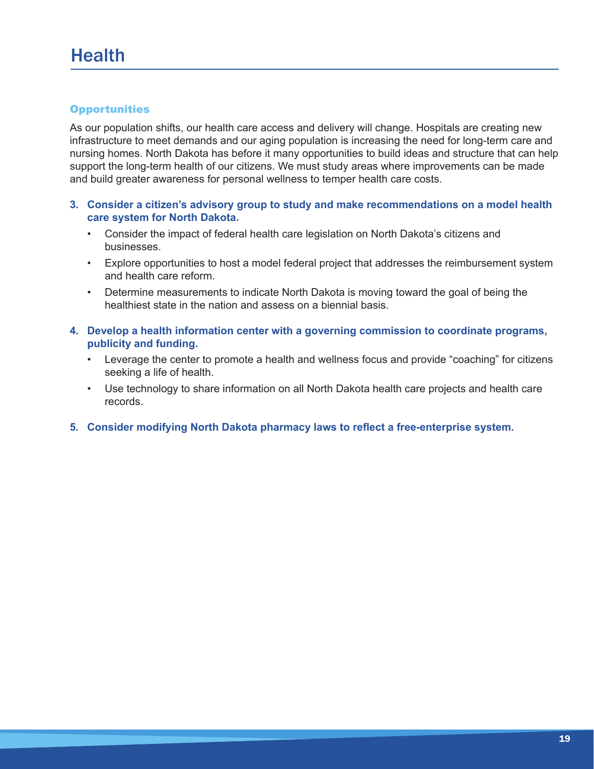# Health

### Opportunities

As our population shifts, our health care access and delivery will change. Hospitals are creating new infrastructure to meet demands and our aging population is increasing the need for long-term care and nursing homes. North Dakota has before it many opportunities to build ideas and structure that can help support the long-term health of our citizens. We must study areas where improvements can be made and build greater awareness for personal wellness to temper health care costs.

3. **Consider a citizen's advisory group to study and make recommendations on a model health care system for North Dakota.**
    - Consider the impact of federal health care legislation on North Dakota's citizens and businesses.
    - Explore opportunities to host a model federal project that addresses the reimbursement system and health care reform.
    - Determine measurements to indicate North Dakota is moving toward the goal of being the healthiest state in the nation and assess on a biennial basis.

4. **Develop a health information center with a governing commission to coordinate programs, publicity and funding.**
    - Leverage the center to promote a health and wellness focus and provide "coaching" for citizens seeking a life of health.
    - Use technology to share information on all North Dakota health care projects and health care records.

5. **Consider modifying North Dakota pharmacy laws to reflect a free-enterprise system.**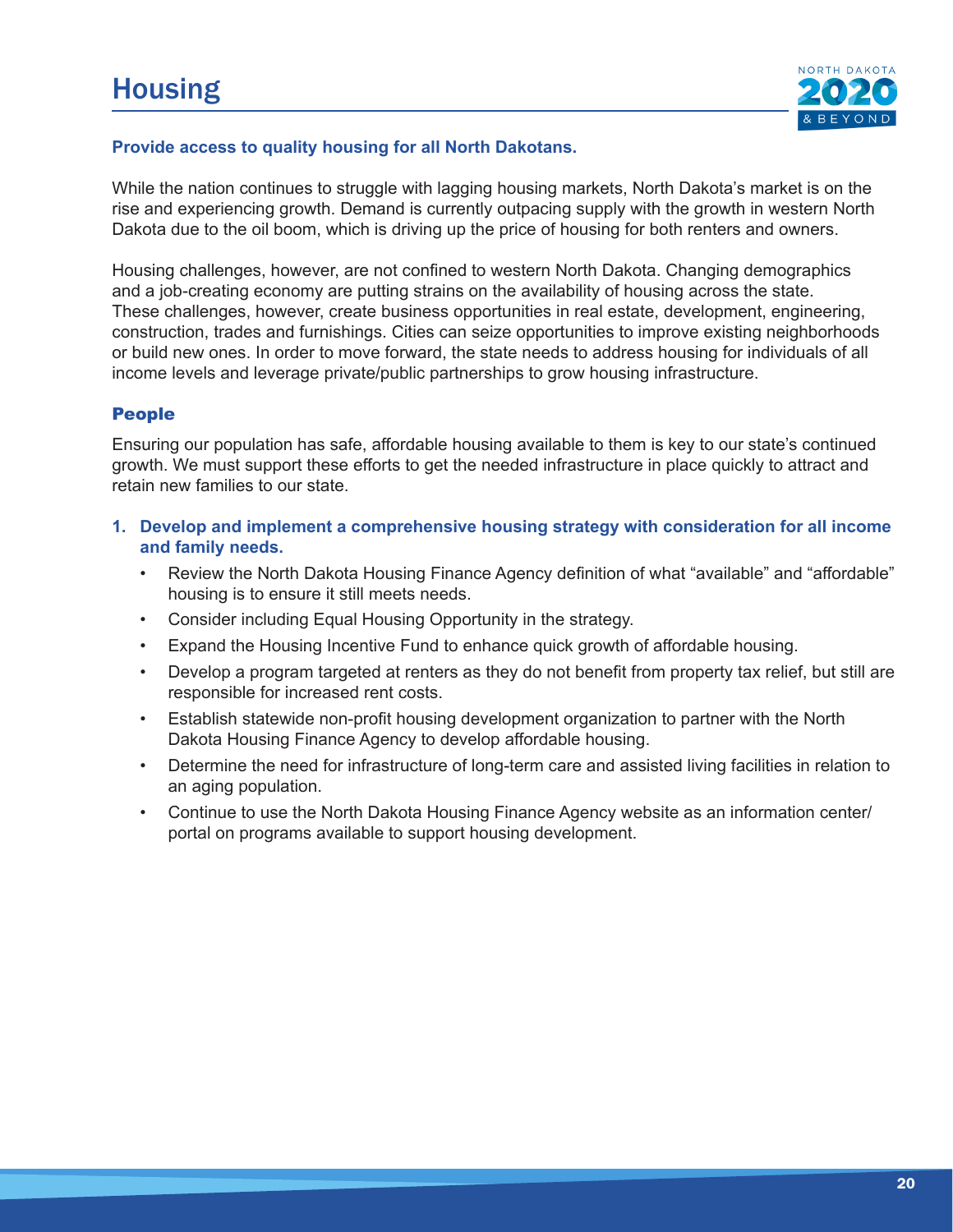# Housing

**Provide access to quality housing for all North Dakotans.**

While the nation continues to struggle with lagging housing markets, North Dakota's market is on the rise and experiencing growth. Demand is currently outpacing supply with the growth in western North Dakota due to the oil boom, which is driving up the price of housing for both renters and owners.

Housing challenges, however, are not confined to western North Dakota. Changing demographics and a job-creating economy are putting strains on the availability of housing across the state. These challenges, however, create business opportunities in real estate, development, engineering, construction, trades and furnishings. Cities can seize opportunities to improve existing neighborhoods or build new ones. In order to move forward, the state needs to address housing for individuals of all income levels and leverage private/public partnerships to grow housing infrastructure.

## People

Ensuring our population has safe, affordable housing available to them is key to our state's continued growth. We must support these efforts to get the needed infrastructure in place quickly to attract and retain new families to our state.

1. **Develop and implement a comprehensive housing strategy with consideration for all income and family needs.**
   - Review the North Dakota Housing Finance Agency definition of what "available" and "affordable" housing is to ensure it still meets needs.
   - Consider including Equal Housing Opportunity in the strategy.
   - Expand the Housing Incentive Fund to enhance quick growth of affordable housing.
   - Develop a program targeted at renters as they do not benefit from property tax relief, but still are responsible for increased rent costs.
   - Establish statewide non-profit housing development organization to partner with the North Dakota Housing Finance Agency to develop affordable housing.
   - Determine the need for infrastructure of long-term care and assisted living facilities in relation to an aging population.
   - Continue to use the North Dakota Housing Finance Agency website as an information center/portal on programs available to support housing development.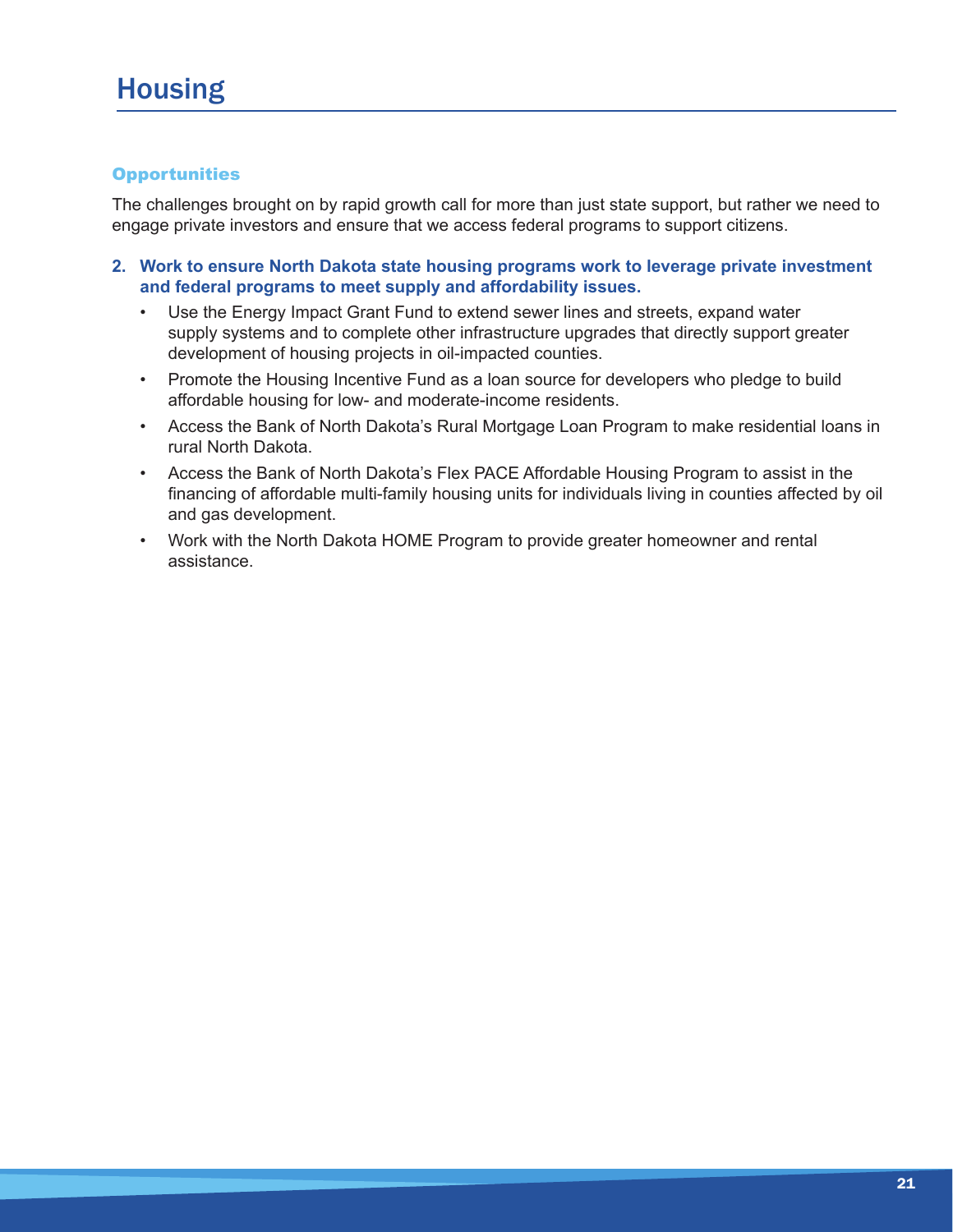# Housing

### Opportunities

The challenges brought on by rapid growth call for more than just state support, but rather we need to engage private investors and ensure that we access federal programs to support citizens.

2. **Work to ensure North Dakota state housing programs work to leverage private investment and federal programs to meet supply and affordability issues.**
   - Use the Energy Impact Grant Fund to extend sewer lines and streets, expand water supply systems and to complete other infrastructure upgrades that directly support greater development of housing projects in oil-impacted counties.
   - Promote the Housing Incentive Fund as a loan source for developers who pledge to build affordable housing for low- and moderate-income residents.
   - Access the Bank of North Dakota's Rural Mortgage Loan Program to make residential loans in rural North Dakota.
   - Access the Bank of North Dakota's Flex PACE Affordable Housing Program to assist in the financing of affordable multi-family housing units for individuals living in counties affected by oil and gas development.
   - Work with the North Dakota HOME Program to provide greater homeowner and rental assistance.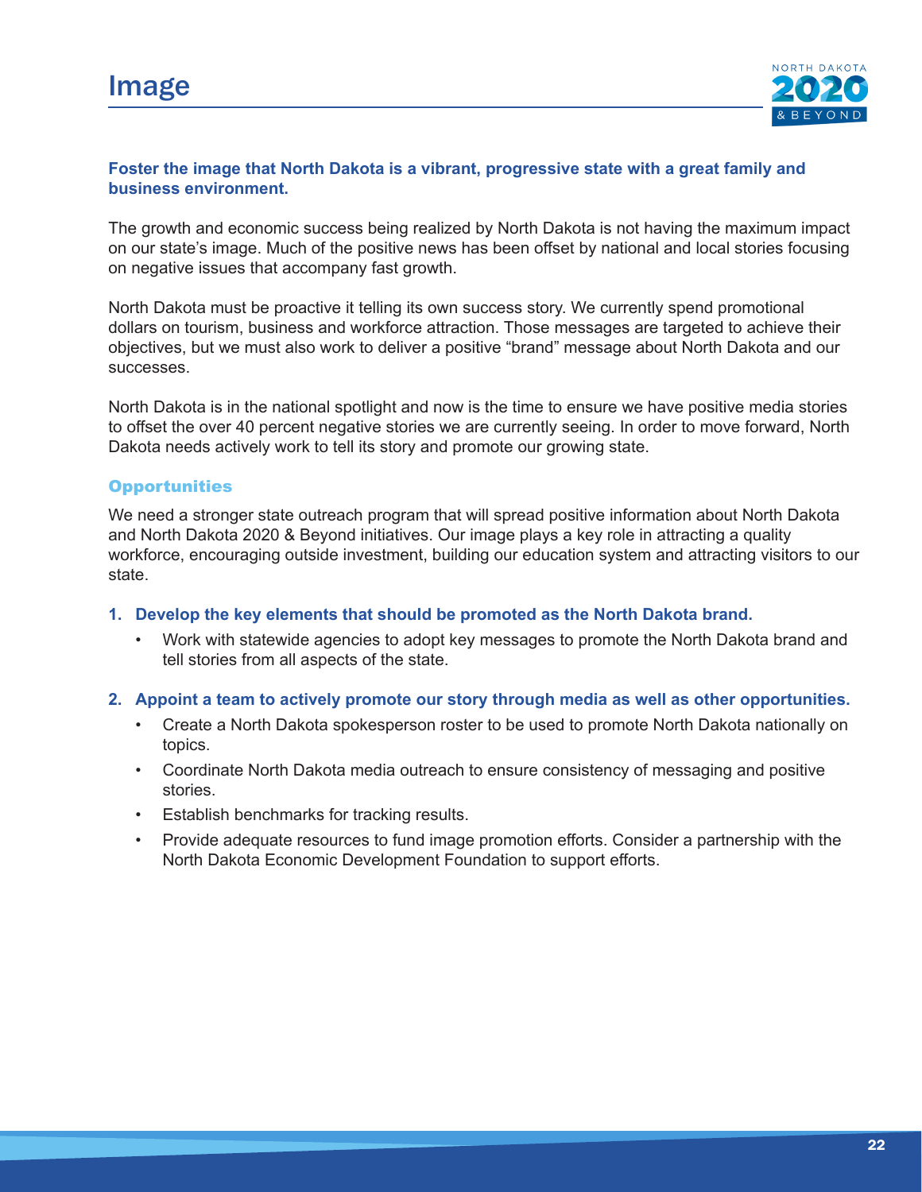# Image

**Foster the image that North Dakota is a vibrant, progressive state with a great family and business environment.**

The growth and economic success being realized by North Dakota is not having the maximum impact on our state's image. Much of the positive news has been offset by national and local stories focusing on negative issues that accompany fast growth.

North Dakota must be proactive it telling its own success story. We currently spend promotional dollars on tourism, business and workforce attraction. Those messages are targeted to achieve their objectives, but we must also work to deliver a positive "brand" message about North Dakota and our successes.

North Dakota is in the national spotlight and now is the time to ensure we have positive media stories to offset the over 40 percent negative stories we are currently seeing. In order to move forward, North Dakota needs actively work to tell its story and promote our growing state.

## Opportunities

We need a stronger state outreach program that will spread positive information about North Dakota and North Dakota 2020 & Beyond initiatives. Our image plays a key role in attracting a quality workforce, encouraging outside investment, building our education system and attracting visitors to our state.

1. **Develop the key elements that should be promoted as the North Dakota brand.**
   - Work with statewide agencies to adopt key messages to promote the North Dakota brand and tell stories from all aspects of the state.

2. **Appoint a team to actively promote our story through media as well as other opportunities.**
   - Create a North Dakota spokesperson roster to be used to promote North Dakota nationally on topics.
   - Coordinate North Dakota media outreach to ensure consistency of messaging and positive stories.
   - Establish benchmarks for tracking results.
   - Provide adequate resources to fund image promotion efforts. Consider a partnership with the North Dakota Economic Development Foundation to support efforts.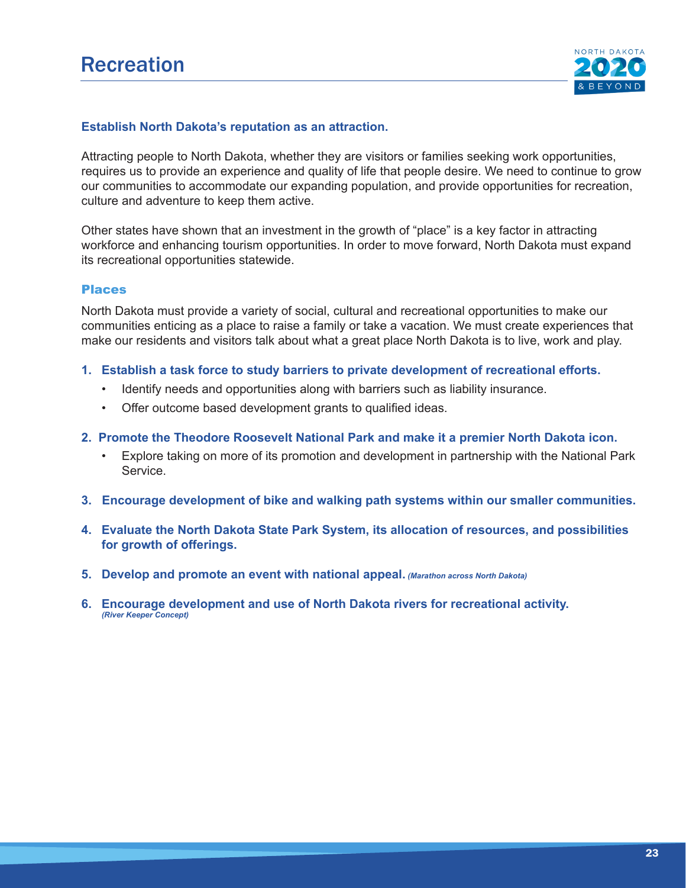# Recreation

**Establish North Dakota's reputation as an attraction.**

Attracting people to North Dakota, whether they are visitors or families seeking work opportunities, requires us to provide an experience and quality of life that people desire. We need to continue to grow our communities to accommodate our expanding population, and provide opportunities for recreation, culture and adventure to keep them active.

Other states have shown that an investment in the growth of "place" is a key factor in attracting workforce and enhancing tourism opportunities. In order to move forward, North Dakota must expand its recreational opportunities statewide.

## Places

North Dakota must provide a variety of social, cultural and recreational opportunities to make our communities enticing as a place to raise a family or take a vacation. We must create experiences that make our residents and visitors talk about what a great place North Dakota is to live, work and play.

1. **Establish a task force to study barriers to private development of recreational efforts.**
   - Identify needs and opportunities along with barriers such as liability insurance.
   - Offer outcome based development grants to qualified ideas.

2. **Promote the Theodore Roosevelt National Park and make it a premier North Dakota icon.**
   - Explore taking on more of its promotion and development in partnership with the National Park Service.

3. **Encourage development of bike and walking path systems within our smaller communities.**

4. **Evaluate the North Dakota State Park System, its allocation of resources, and possibilities for growth of offerings.**

5. **Develop and promote an event with national appeal.** *(Marathon across North Dakota)*

6. **Encourage development and use of North Dakota rivers for recreational activity.** *(River Keeper Concept)*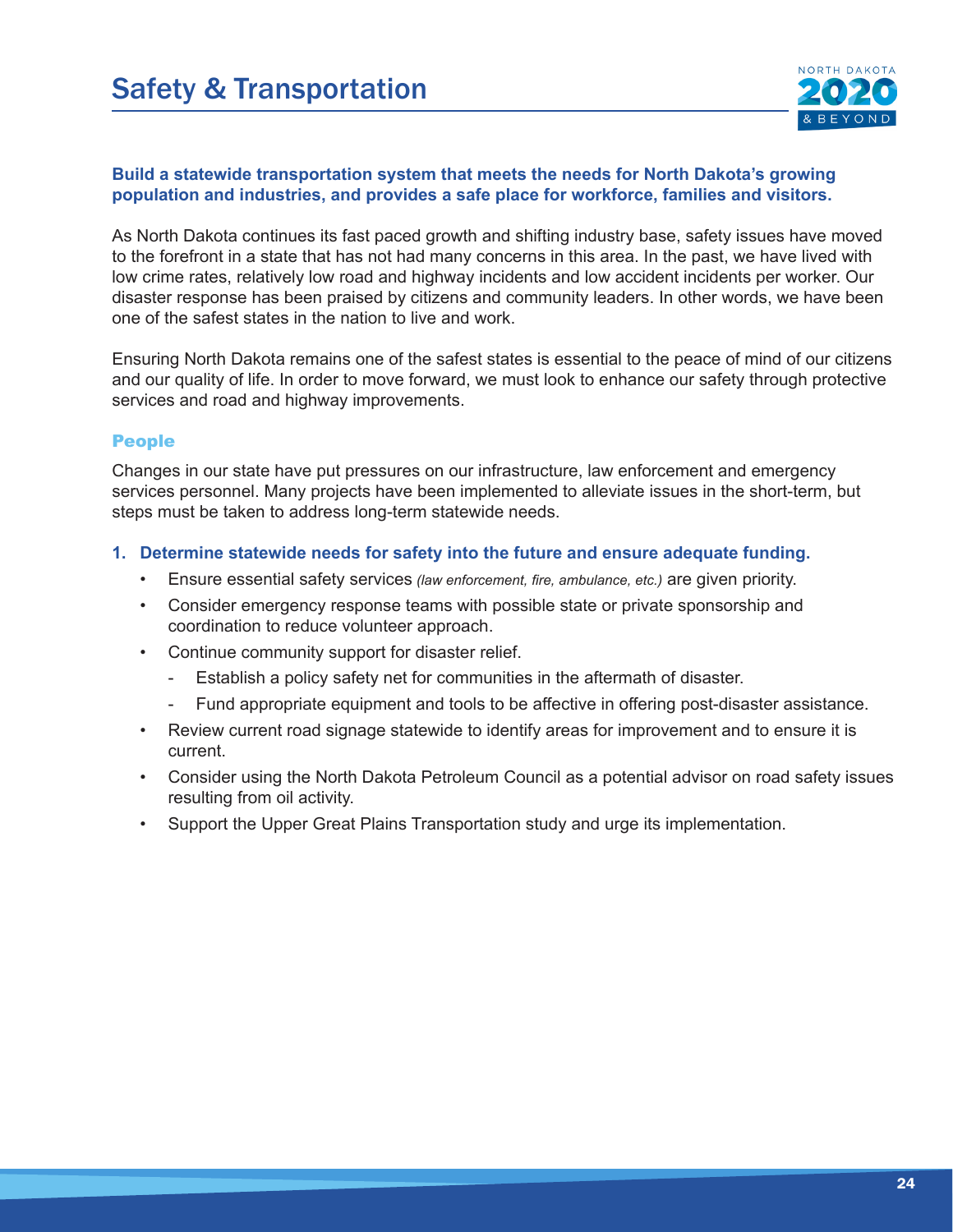# Safety & Transportation

**Build a statewide transportation system that meets the needs for North Dakota's growing population and industries, and provides a safe place for workforce, families and visitors.**

As North Dakota continues its fast paced growth and shifting industry base, safety issues have moved to the forefront in a state that has not had many concerns in this area. In the past, we have lived with low crime rates, relatively low road and highway incidents and low accident incidents per worker. Our disaster response has been praised by citizens and community leaders. In other words, we have been one of the safest states in the nation to live and work.

Ensuring North Dakota remains one of the safest states is essential to the peace of mind of our citizens and our quality of life. In order to move forward, we must look to enhance our safety through protective services and road and highway improvements.

## People

Changes in our state have put pressures on our infrastructure, law enforcement and emergency services personnel. Many projects have been implemented to alleviate issues in the short-term, but steps must be taken to address long-term statewide needs.

1. **Determine statewide needs for safety into the future and ensure adequate funding.**
   - Ensure essential safety services *(law enforcement, fire, ambulance, etc.)* are given priority.
   - Consider emergency response teams with possible state or private sponsorship and coordination to reduce volunteer approach.
   - Continue community support for disaster relief.
     - Establish a policy safety net for communities in the aftermath of disaster.
     - Fund appropriate equipment and tools to be affective in offering post-disaster assistance.
   - Review current road signage statewide to identify areas for improvement and to ensure it is current.
   - Consider using the North Dakota Petroleum Council as a potential advisor on road safety issues resulting from oil activity.
   - Support the Upper Great Plains Transportation study and urge its implementation.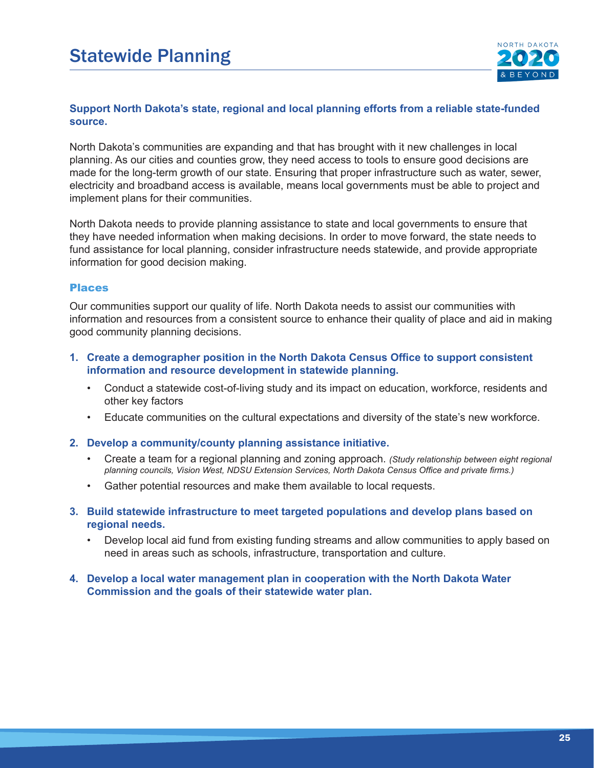# Statewide Planning

**Support North Dakota's state, regional and local planning efforts from a reliable state-funded source.**

North Dakota's communities are expanding and that has brought with it new challenges in local planning. As our cities and counties grow, they need access to tools to ensure good decisions are made for the long-term growth of our state. Ensuring that proper infrastructure such as water, sewer, electricity and broadband access is available, means local governments must be able to project and implement plans for their communities.

North Dakota needs to provide planning assistance to state and local governments to ensure that they have needed information when making decisions. In order to move forward, the state needs to fund assistance for local planning, consider infrastructure needs statewide, and provide appropriate information for good decision making.

## Places

Our communities support our quality of life. North Dakota needs to assist our communities with information and resources from a consistent source to enhance their quality of place and aid in making good community planning decisions.

1. **Create a demographer position in the North Dakota Census Office to support consistent information and resource development in statewide planning.**
   - Conduct a statewide cost-of-living study and its impact on education, workforce, residents and other key factors
   - Educate communities on the cultural expectations and diversity of the state's new workforce.

2. **Develop a community/county planning assistance initiative.**
   - Create a team for a regional planning and zoning approach. *(Study relationship between eight regional planning councils, Vision West, NDSU Extension Services, North Dakota Census Office and private firms.)*
   - Gather potential resources and make them available to local requests.

3. **Build statewide infrastructure to meet targeted populations and develop plans based on regional needs.**
   - Develop local aid fund from existing funding streams and allow communities to apply based on need in areas such as schools, infrastructure, transportation and culture.

4. **Develop a local water management plan in cooperation with the North Dakota Water Commission and the goals of their statewide water plan.**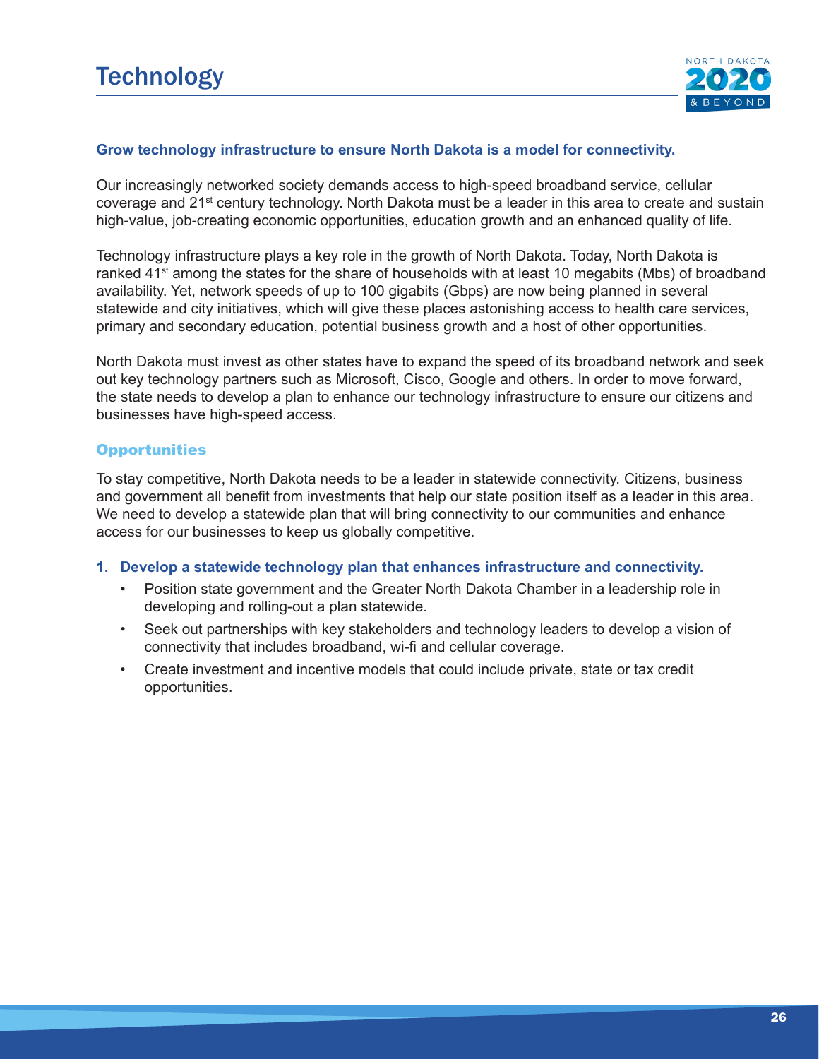# Technology

**Grow technology infrastructure to ensure North Dakota is a model for connectivity.**

Our increasingly networked society demands access to high-speed broadband service, cellular coverage and 21st century technology. North Dakota must be a leader in this area to create and sustain high-value, job-creating economic opportunities, education growth and an enhanced quality of life.

Technology infrastructure plays a key role in the growth of North Dakota. Today, North Dakota is ranked 41st among the states for the share of households with at least 10 megabits (Mbs) of broadband availability. Yet, network speeds of up to 100 gigabits (Gbps) are now being planned in several statewide and city initiatives, which will give these places astonishing access to health care services, primary and secondary education, potential business growth and a host of other opportunities.

North Dakota must invest as other states have to expand the speed of its broadband network and seek out key technology partners such as Microsoft, Cisco, Google and others. In order to move forward, the state needs to develop a plan to enhance our technology infrastructure to ensure our citizens and businesses have high-speed access.

## Opportunities

To stay competitive, North Dakota needs to be a leader in statewide connectivity. Citizens, business and government all benefit from investments that help our state position itself as a leader in this area. We need to develop a statewide plan that will bring connectivity to our communities and enhance access for our businesses to keep us globally competitive.

1. **Develop a statewide technology plan that enhances infrastructure and connectivity.**
   - Position state government and the Greater North Dakota Chamber in a leadership role in developing and rolling-out a plan statewide.
   - Seek out partnerships with key stakeholders and technology leaders to develop a vision of connectivity that includes broadband, wi-fi and cellular coverage.
   - Create investment and incentive models that could include private, state or tax credit opportunities.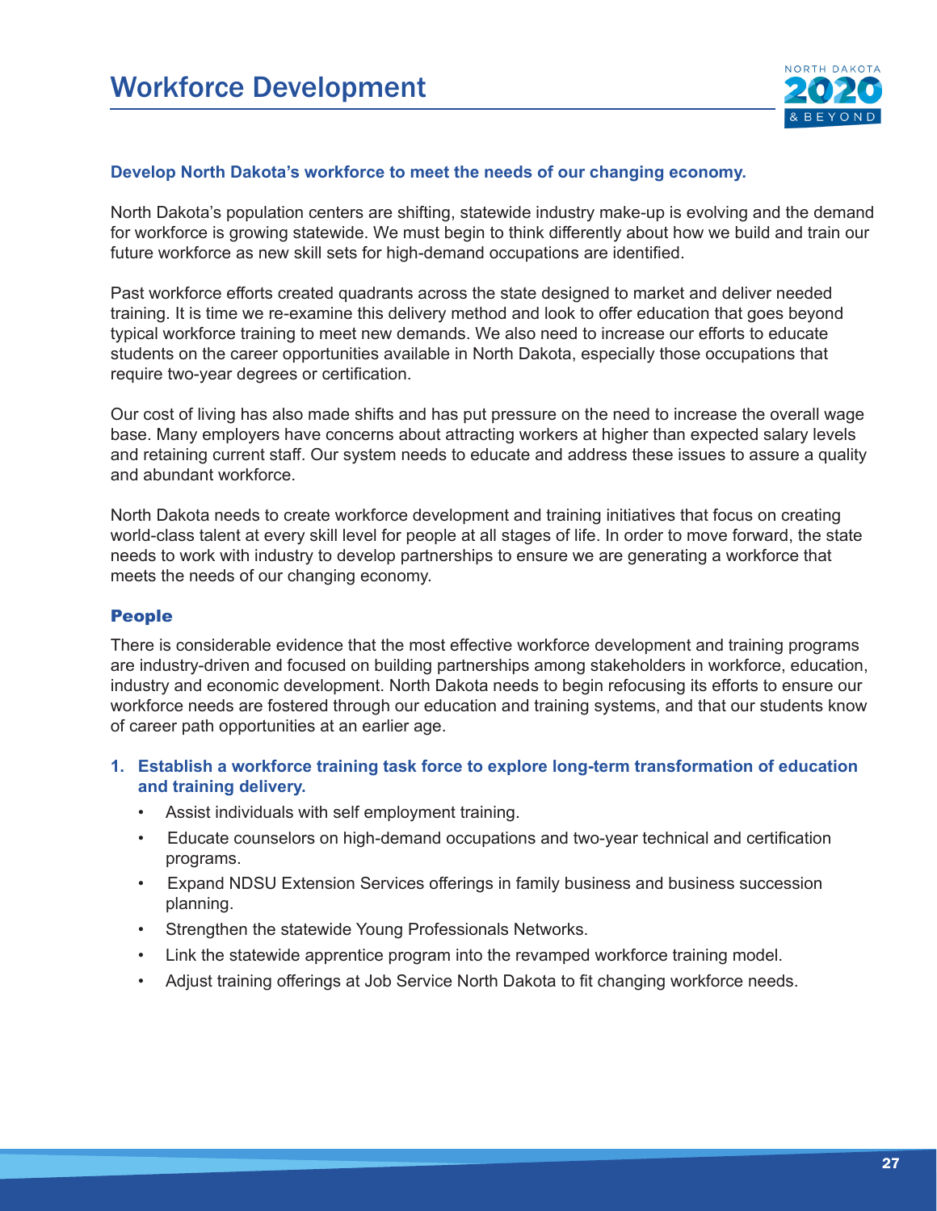# Workforce Development

**Develop North Dakota's workforce to meet the needs of our changing economy.**

North Dakota's population centers are shifting, statewide industry make-up is evolving and the demand for workforce is growing statewide. We must begin to think differently about how we build and train our future workforce as new skill sets for high-demand occupations are identified.

Past workforce efforts created quadrants across the state designed to market and deliver needed training. It is time we re-examine this delivery method and look to offer education that goes beyond typical workforce training to meet new demands. We also need to increase our efforts to educate students on the career opportunities available in North Dakota, especially those occupations that require two-year degrees or certification.

Our cost of living has also made shifts and has put pressure on the need to increase the overall wage base. Many employers have concerns about attracting workers at higher than expected salary levels and retaining current staff. Our system needs to educate and address these issues to assure a quality and abundant workforce.

North Dakota needs to create workforce development and training initiatives that focus on creating world-class talent at every skill level for people at all stages of life. In order to move forward, the state needs to work with industry to develop partnerships to ensure we are generating a workforce that meets the needs of our changing economy.

## People

There is considerable evidence that the most effective workforce development and training programs are industry-driven and focused on building partnerships among stakeholders in workforce, education, industry and economic development. North Dakota needs to begin refocusing its efforts to ensure our workforce needs are fostered through our education and training systems, and that our students know of career path opportunities at an earlier age.

1. **Establish a workforce training task force to explore long-term transformation of education and training delivery.**
   - Assist individuals with self employment training.
   - Educate counselors on high-demand occupations and two-year technical and certification programs.
   - Expand NDSU Extension Services offerings in family business and business succession planning.
   - Strengthen the statewide Young Professionals Networks.
   - Link the statewide apprentice program into the revamped workforce training model.
   - Adjust training offerings at Job Service North Dakota to fit changing workforce needs.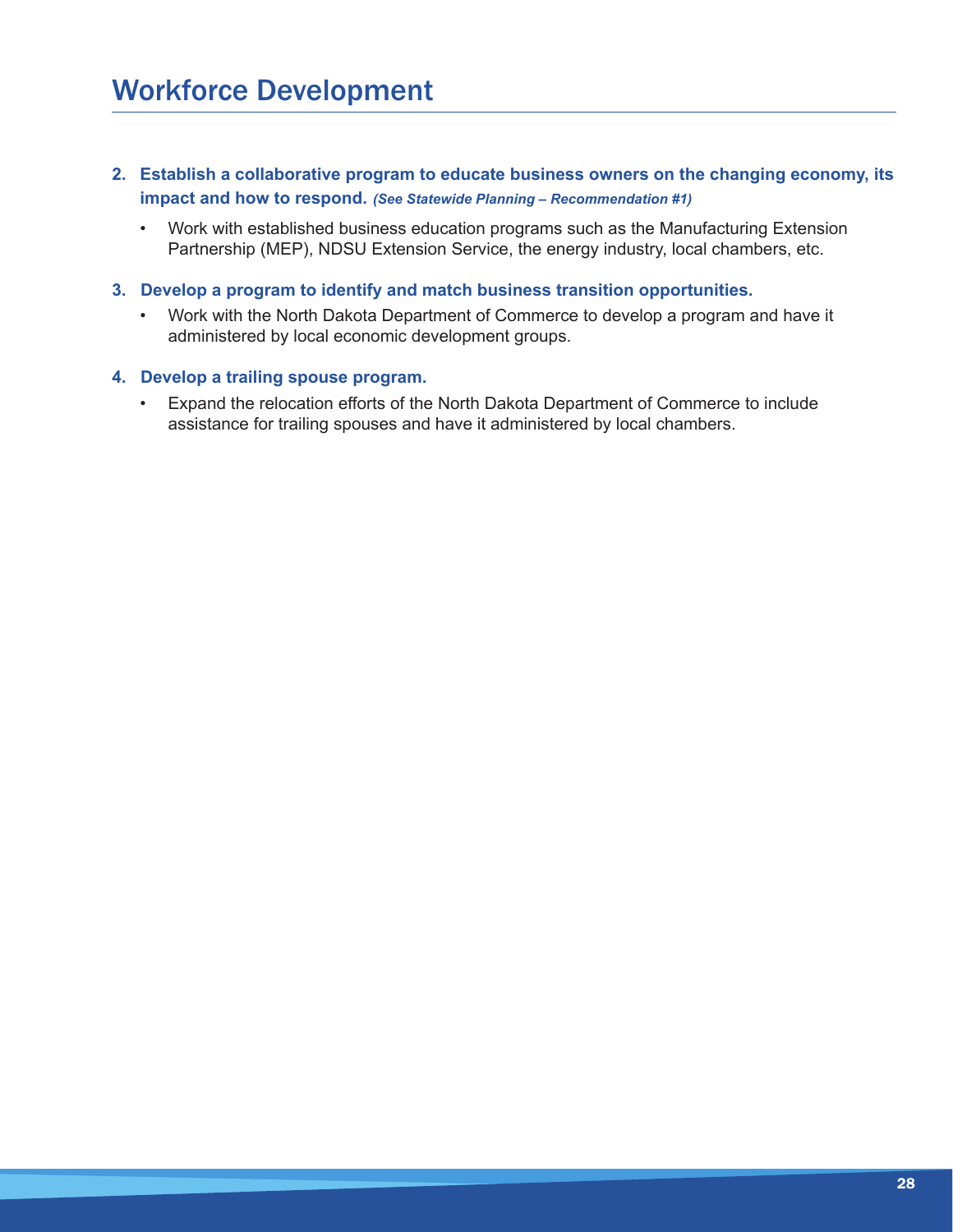# Workforce Development

2. **Establish a collaborative program to educate business owners on the changing economy, its impact and how to respond.** ***(See Statewide Planning – Recommendation #1)***
   - Work with established business education programs such as the Manufacturing Extension Partnership (MEP), NDSU Extension Service, the energy industry, local chambers, etc.

3. **Develop a program to identify and match business transition opportunities.**
   - Work with the North Dakota Department of Commerce to develop a program and have it administered by local economic development groups.

4. **Develop a trailing spouse program.**
   - Expand the relocation efforts of the North Dakota Department of Commerce to include assistance for trailing spouses and have it administered by local chambers.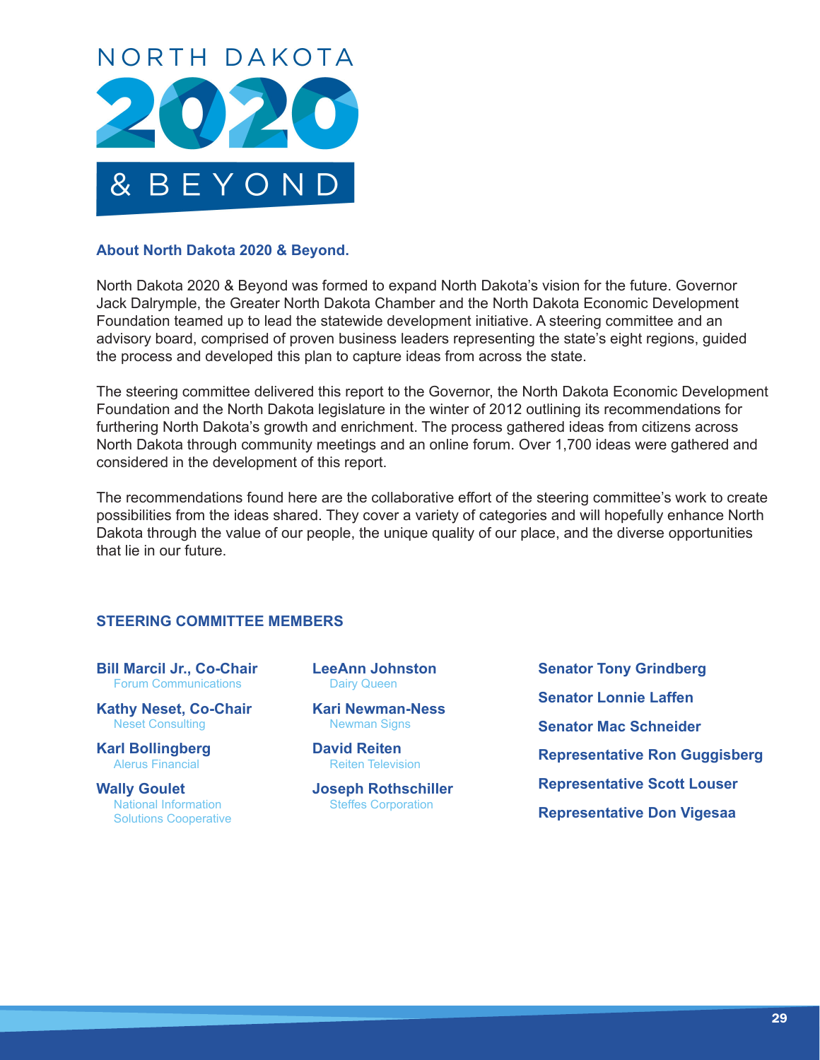# NORTH DAKOTA 2020 & BEYOND

### About North Dakota 2020 & Beyond.

North Dakota 2020 & Beyond was formed to expand North Dakota's vision for the future. Governor Jack Dalrymple, the Greater North Dakota Chamber and the North Dakota Economic Development Foundation teamed up to lead the statewide development initiative. A steering committee and an advisory board, comprised of proven business leaders representing the state's eight regions, guided the process and developed this plan to capture ideas from across the state.

The steering committee delivered this report to the Governor, the North Dakota Economic Development Foundation and the North Dakota legislature in the winter of 2012 outlining its recommendations for furthering North Dakota's growth and enrichment. The process gathered ideas from citizens across North Dakota through community meetings and an online forum. Over 1,700 ideas were gathered and considered in the development of this report.

The recommendations found here are the collaborative effort of the steering committee's work to create possibilities from the ideas shared. They cover a variety of categories and will hopefully enhance North Dakota through the value of our people, the unique quality of our place, and the diverse opportunities that lie in our future.

### STEERING COMMITTEE MEMBERS

**Bill Marcil Jr., Co-Chair**
Forum Communications

**Kathy Neset, Co-Chair**
Neset Consulting

**Karl Bollingberg**
Alerus Financial

**Wally Goulet**
National Information Solutions Cooperative

**LeeAnn Johnston**
Dairy Queen

**Kari Newman-Ness**
Newman Signs

**David Reiten**
Reiten Television

**Joseph Rothschiller**
Steffes Corporation

**Senator Tony Grindberg**

**Senator Lonnie Laffen**

**Senator Mac Schneider**

**Representative Ron Guggisberg**

**Representative Scott Louser**

**Representative Don Vigesaa**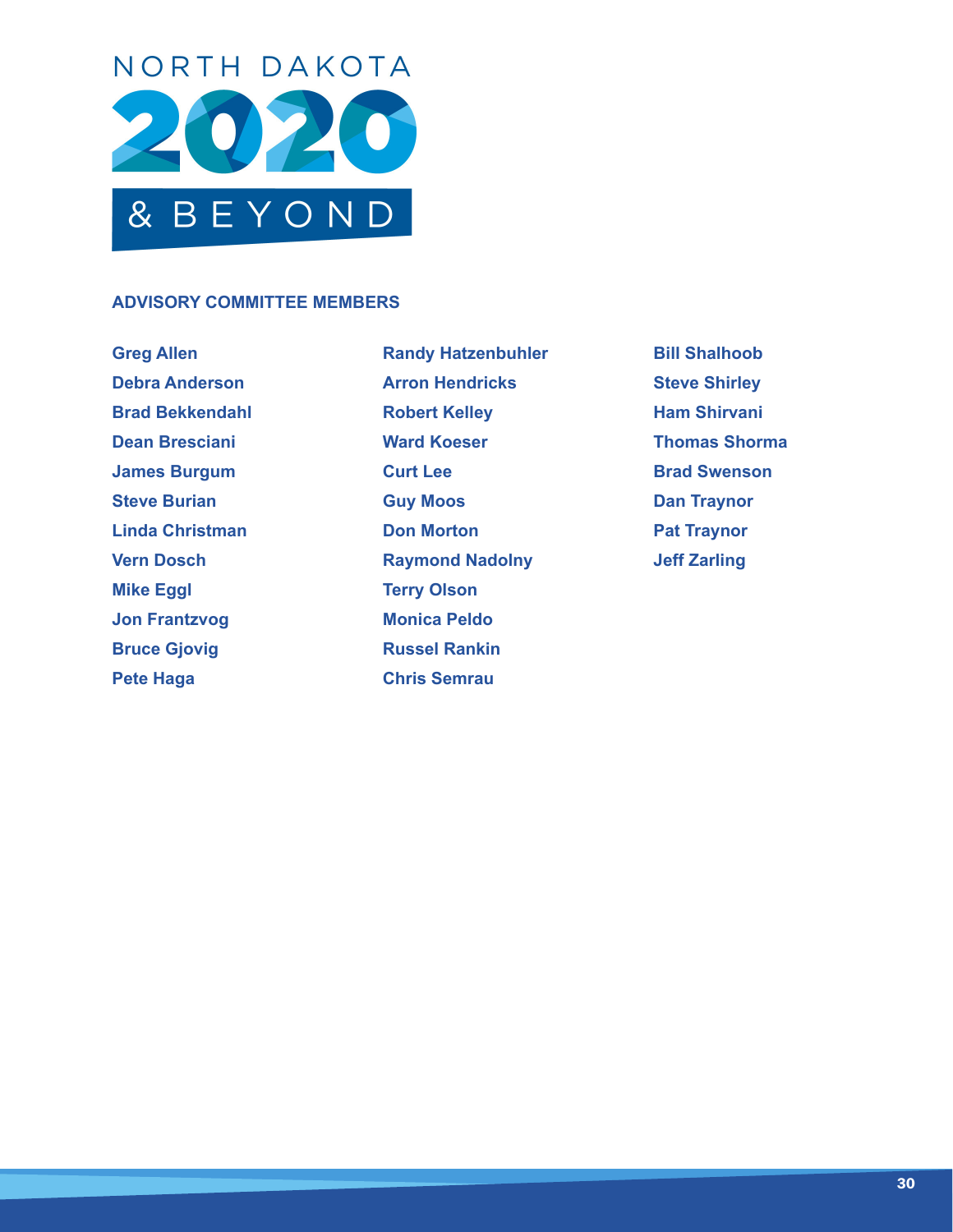NORTH DAKOTA

2020

& BEYOND

## ADVISORY COMMITTEE MEMBERS

Greg Allen
Debra Anderson
Brad Bekkendahl
Dean Bresciani
James Burgum
Steve Burian
Linda Christman
Vern Dosch
Mike Eggl
Jon Frantzvog
Bruce Gjovig
Pete Haga
Randy Hatzenbuhler
Arron Hendricks
Robert Kelley
Ward Koeser
Curt Lee
Guy Moos
Don Morton
Raymond Nadolny
Terry Olson
Monica Peldo
Russel Rankin
Chris Semrau
Bill Shalhoob
Steve Shirley
Ham Shirvani
Thomas Shorma
Brad Swenson
Dan Traynor
Pat Traynor
Jeff Zarling